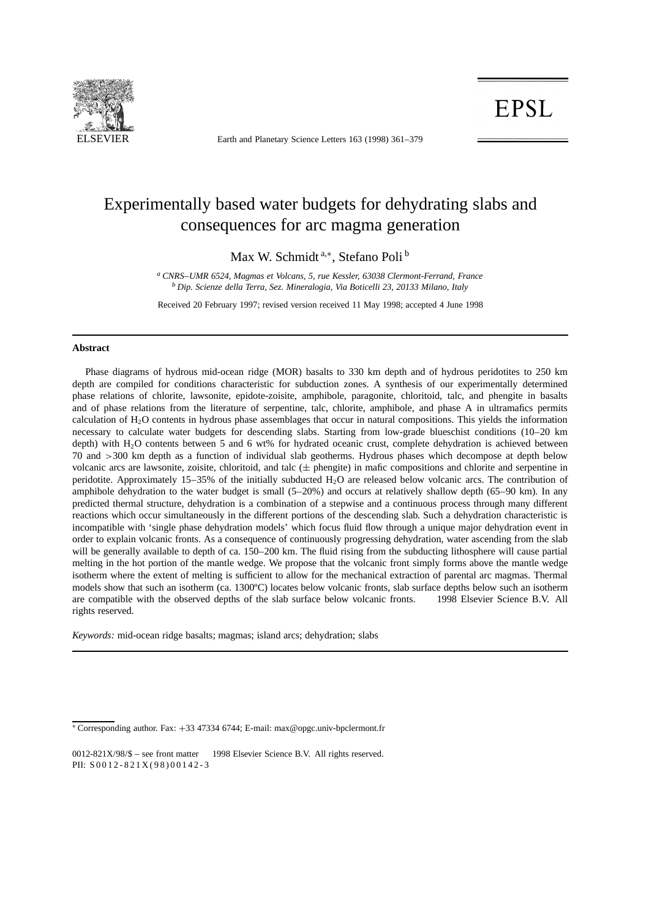# Experimentally based water budgets for dehydrating slabs and consequences for arc magma generation

Max W. Schmidt [a,*], Stefano Poli [b]

[a] *CNRS–UMR 6524, Magmas et Volcans, 5, rue Kessler, 63038 Clermont-Ferrand, France*
[b] *Dip. Scienze della Terra, Sez. Mineralogia, Via Boticelli 23, 20133 Milano, Italy*

Received 20 February 1997; revised version received 11 May 1998; accepted 4 June 1998

## Abstract

Phase diagrams of hydrous mid-ocean ridge (MOR) basalts to 330 km depth and of hydrous peridotites to 250 km depth are compiled for conditions characteristic for subduction zones. A synthesis of our experimentally determined phase relations of chlorite, lawsonite, epidote-zoisite, amphibole, paragonite, chloritoid, talc, and phengite in basalts and of phase relations from the literature of serpentine, talc, chlorite, amphibole, and phase A in ultramafics permits calculation of $H_2O$ contents in hydrous phase assemblages that occur in natural compositions. This yields the information necessary to calculate water budgets for descending slabs. Starting from low-grade blueschist conditions (10–20 km depth) with $H_2O$ contents between 5 and 6 wt% for hydrated oceanic crust, complete dehydration is achieved between 70 and >300 km depth as a function of individual slab geotherms. Hydrous phases which decompose at depth below volcanic arcs are lawsonite, zoisite, chloritoid, and talc (± phengite) in mafic compositions and chlorite and serpentine in peridotite. Approximately 15–35% of the initially subducted $H_2O$ are released below volcanic arcs. The contribution of amphibole dehydration to the water budget is small (5–20%) and occurs at relatively shallow depth (65–90 km). In any predicted thermal structure, dehydration is a combination of a stepwise and a continuous process through many different reactions which occur simultaneously in the different portions of the descending slab. Such a dehydration characteristic is incompatible with 'single phase dehydration models' which focus fluid flow through a unique major dehydration event in order to explain volcanic fronts. As a consequence of continuously progressing dehydration, water ascending from the slab will be generally available to depth of ca. 150–200 km. The fluid rising from the subducting lithosphere will cause partial melting in the hot portion of the mantle wedge. We propose that the volcanic front simply forms above the mantle wedge isotherm where the extent of melting is sufficient to allow for the mechanical extraction of parental arc magmas. Thermal models show that such an isotherm (ca. 1300ºC) locates below volcanic fronts, slab surface depths below such an isotherm are compatible with the observed depths of the slab surface below volcanic fronts. © 1998 Elsevier Science B.V. All rights reserved.

*Keywords:* mid-ocean ridge basalts; magmas; island arcs; dehydration; slabs

* Corresponding author. Fax: +33 47334 6744; E-mail: max@opgc.univ-bpclermont.fr

0012-821X/98/$ – see front matter © 1998 Elsevier Science B.V. All rights reserved.
PII: S0012-821X(98)00142-3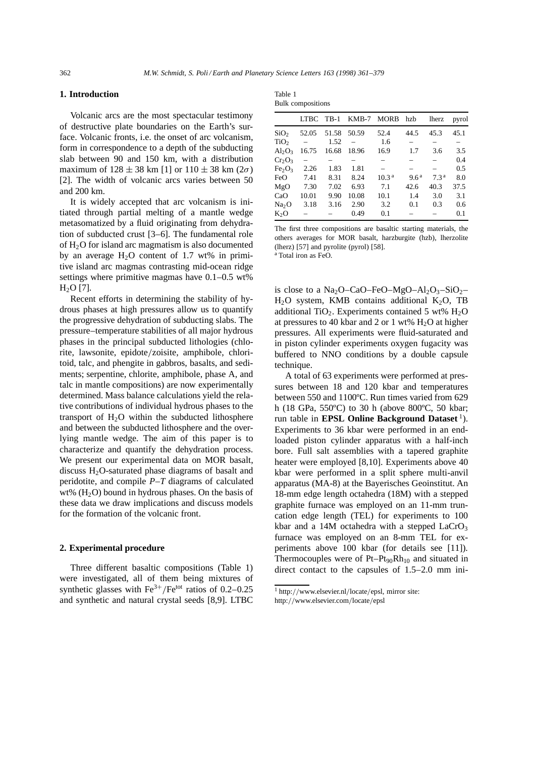## 1. Introduction

Volcanic arcs are the most spectacular testimony of destructive plate boundaries on the Earth's surface. Volcanic fronts, i.e. the onset of arc volcanism, form in correspondence to a depth of the subducting slab between 90 and 150 km, with a distribution maximum of $128 \pm 38$ km [1] or $110 \pm 38$ km ($2\sigma$) [2]. The width of volcanic arcs varies between 50 and 200 km.

It is widely accepted that arc volcanism is initiated through partial melting of a mantle wedge metasomatized by a fluid originating from dehydration of subducted crust [3–6]. The fundamental role of $H_2O$ for island arc magmatism is also documented by an average $H_2O$ content of 1.7 wt% in primitive island arc magmas contrasting mid-ocean ridge settings where primitive magmas have 0.1–0.5 wt% $H_2O$ [7].

Recent efforts in determining the stability of hydrous phases at high pressures allow us to quantify the progressive dehydration of subducting slabs. The pressure–temperature stabilities of all major hydrous phases in the principal subducted lithologies (chlorite, lawsonite, epidote/zoisite, amphibole, chloritoid, talc, and phengite in gabbros, basalts, and sediments; serpentine, chlorite, amphibole, phase A, and talc in mantle compositions) are now experimentally determined. Mass balance calculations yield the relative contributions of individual hydrous phases to the transport of $H_2O$ within the subducted lithosphere and between the subducted lithosphere and the overlying mantle wedge. The aim of this paper is to characterize and quantify the dehydration process. We present our experimental data on MOR basalt, discuss $H_2O$-saturated phase diagrams of basalt and peridotite, and compile *P*–*T* diagrams of calculated wt% ($H_2O$) bound in hydrous phases. On the basis of these data we draw implications and discuss models for the formation of the volcanic front.

## 2. Experimental procedure

Three different basaltic compositions (Table 1) were investigated, all of them being mixtures of synthetic glasses with $Fe^{3+}/Fe^{tot}$ ratios of 0.2–0.25 and synthetic and natural crystal seeds [8,9]. LTBC

Table 1
Bulk compositions

| | LTBC | TB-1 | KMB-7 | MORB | hzb | lherz | pyrol |
|---|---|---|---|---|---|---|---|
| $SiO_2$ | 52.05 | 51.58 | 50.59 | 52.4 | 44.5 | 45.3 | 45.1 |
| $TiO_2$ | – | 1.52 | – | 1.6 | – | – | – |
| $Al_2O_3$ | 16.75 | 16.68 | 18.96 | 16.9 | 1.7 | 3.6 | 3.5 |
| $Cr_2O_3$ | – | – | – | – | – | – | 0.4 |
| $Fe_2O_3$ | 2.26 | 1.83 | 1.81 | – | – | – | 0.5 |
| FeO | 7.41 | 8.31 | 8.24 | 10.3 [a] | 9.6 [a] | 7.3 [a] | 8.0 |
| MgO | 7.30 | 7.02 | 6.93 | 7.1 | 42.6 | 40.3 | 37.5 |
| CaO | 10.01 | 9.90 | 10.08 | 10.1 | 1.4 | 3.0 | 3.1 |
| $Na_2O$ | 3.18 | 3.16 | 2.90 | 3.2 | 0.1 | 0.3 | 0.6 |
| $K_2O$ | – | – | 0.49 | 0.1 | – | – | 0.1 |

The first three compositions are basaltic starting materials, the others averages for MOR basalt, harzburgite (hzb), lherzolite (lherz) [57] and pyrolite (pyrol) [58].
[a] Total iron as FeO.

is close to a $Na_2O$–CaO–FeO–MgO–$Al_2O_3$–$SiO_2$–$H_2O$ system, KMB contains additional $K_2O$, TB additional $TiO_2$. Experiments contained 5 wt% $H_2O$ at pressures to 40 kbar and 2 or 1 wt% $H_2O$ at higher pressures. All experiments were fluid-saturated and in piston cylinder experiments oxygen fugacity was buffered to NNO conditions by a double capsule technique.

A total of 63 experiments were performed at pressures between 18 and 120 kbar and temperatures between 550 and 1100ºC. Run times varied from 629 h (18 GPa, 550ºC) to 30 h (above 800ºC, 50 kbar; run table in **EPSL Online Background Dataset** [1]). Experiments to 36 kbar were performed in an end-loaded piston cylinder apparatus with a half-inch bore. Full salt assemblies with a tapered graphite heater were employed [8,10]. Experiments above 40 kbar were performed in a split sphere multi-anvil apparatus (MA-8) at the Bayerisches Geoinstitut. An 18-mm edge length octahedra (18M) with a stepped graphite furnace was employed on an 11-mm truncation edge length (TEL) for experiments to 100 kbar and a 14M octahedra with a stepped $LaCrO_3$ furnace was employed on an 8-mm TEL for experiments above 100 kbar (for details see [11]). Thermocouples were of Pt–$Pt_{90}Rh_{10}$ and situated in direct contact to the capsules of 1.5–2.0 mm ini-

[1] http://www.elsevier.nl/locate/epsl, mirror site: http://www.elsevier.com/locate/epsl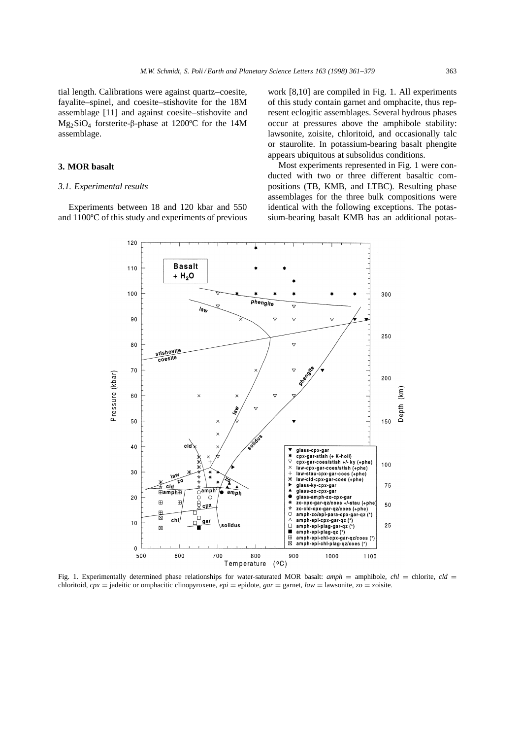tial length. Calibrations were against quartz–coesite, fayalite–spinel, and coesite–stishovite for the 18M assemblage [11] and against coesite–stishovite and $Mg_2SiO_4$ forsterite-β-phase at 1200ºC for the 14M assemblage.

## 3. MOR basalt

### 3.1. Experimental results

Experiments between 18 and 120 kbar and 550 and 1100ºC of this study and experiments of previous work [8,10] are compiled in Fig. 1. All experiments of this study contain garnet and omphacite, thus represent eclogitic assemblages. Several hydrous phases occur at pressures above the amphibole stability: lawsonite, zoisite, chloritoid, and occasionally talc or staurolite. In potassium-bearing basalt phengite appears ubiquitous at subsolidus conditions.

Most experiments represented in Fig. 1 were conducted with two or three different basaltic compositions (TB, KMB, and LTBC). Resulting phase assemblages for the three bulk compositions were identical with the following exceptions. The potassium-bearing basalt KMB has an additional potas-

Fig. 1. Experimentally determined phase relationships for water-saturated MOR basalt: *amph* = amphibole, *chl* = chlorite, *cld* = chloritoid, *cpx* = jadeitic or omphacitic clinopyroxene, *epi* = epidote, *gar* = garnet, *law* = lawsonite, *zo* = zoisite.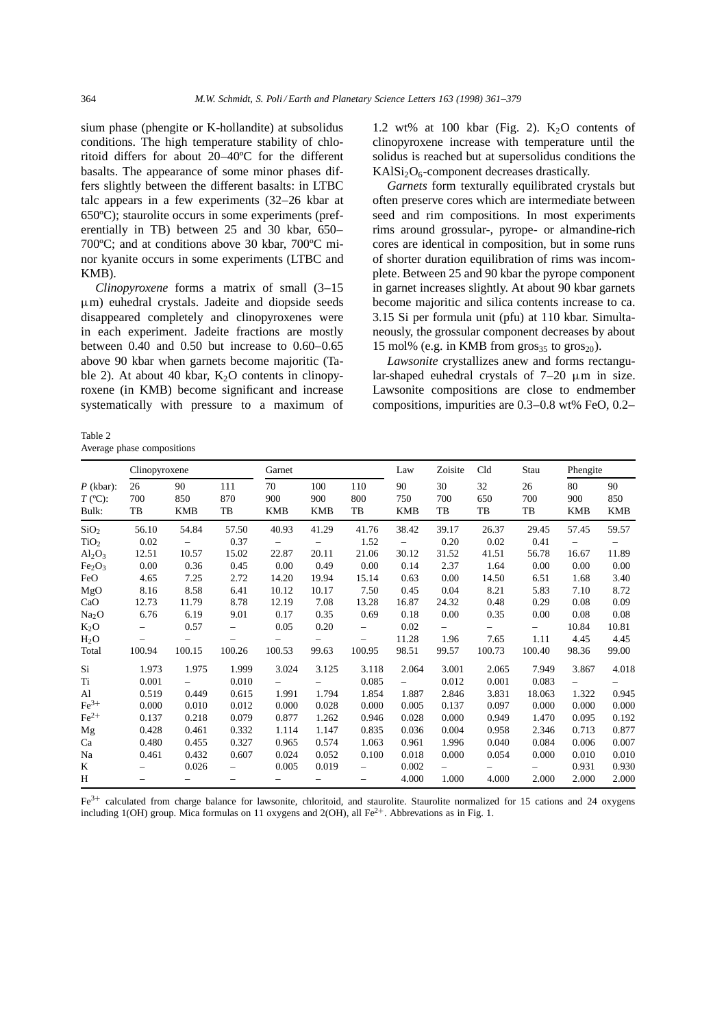sium phase (phengite or K-hollandite) at subsolidus conditions. The high temperature stability of chloritoid differs for about 20–40ºC for the different basalts. The appearance of some minor phases differs slightly between the different basalts: in LTBC talc appears in a few experiments (32–26 kbar at 650ºC); staurolite occurs in some experiments (preferentially in TB) between 25 and 30 kbar, 650–700ºC; and at conditions above 30 kbar, 700ºC minor kyanite occurs in some experiments (LTBC and KMB).

*Clinopyroxene* forms a matrix of small (3–15 μm) euhedral crystals. Jadeite and diopside seeds disappeared completely and clinopyroxenes were in each experiment. Jadeite fractions are mostly between 0.40 and 0.50 but increase to 0.60–0.65 above 90 kbar when garnets become majoritic (Table 2). At about 40 kbar, $K_2O$ contents in clinopyroxene (in KMB) become significant and increase systematically with pressure to a maximum of 1.2 wt% at 100 kbar (Fig. 2). $K_2O$ contents of clinopyroxene increase with temperature until the solidus is reached but at supersolidus conditions the $KAlSi_2O_6$-component decreases drastically.

*Garnets* form texturally equilibrated crystals but often preserve cores which are intermediate between seed and rim compositions. In most experiments rims around grossular-, pyrope- or almandine-rich cores are identical in composition, but in some runs of shorter duration equilibration of rims was incomplete. Between 25 and 90 kbar the pyrope component in garnet increases slightly. At about 90 kbar garnets become majoritic and silica contents increase to ca. 3.15 Si per formula unit (pfu) at 110 kbar. Simultaneously, the grossular component decreases by about 15 mol% (e.g. in KMB from $gros_{35}$ to $gros_{20}$).

*Lawsonite* crystallizes anew and forms rectangular-shaped euhedral crystals of 7–20 μm in size. Lawsonite compositions are close to endmember compositions, impurities are 0.3–0.8 wt% FeO, 0.2–

Table 2
Average phase compositions

| | Clinopyroxene | | | Garnet | | | Law | Zoisite | Cld | Stau | Phengite | |
|---|---|---|---|---|---|---|---|---|---|---|---|---|
| *P* (kbar): | 26 | 90 | 111 | 70 | 100 | 110 | 90 | 30 | 32 | 26 | 80 | 90 |
| *T* (ºC): | 700 | 850 | 870 | 900 | 900 | 800 | 750 | 700 | 650 | 700 | 900 | 850 |
| Bulk: | TB | KMB | TB | KMB | KMB | TB | KMB | TB | TB | TB | KMB | KMB |
| $SiO_2$ | 56.10 | 54.84 | 57.50 | 40.93 | 41.29 | 41.76 | 38.42 | 39.17 | 26.37 | 29.45 | 57.45 | 59.57 |
| $TiO_2$ | 0.02 | – | 0.37 | – | – | 1.52 | – | 0.20 | 0.02 | 0.41 | – | – |
| $Al_2O_3$ | 12.51 | 10.57 | 15.02 | 22.87 | 20.11 | 21.06 | 30.12 | 31.52 | 41.51 | 56.78 | 16.67 | 11.89 |
| $Fe_2O_3$ | 0.00 | 0.36 | 0.45 | 0.00 | 0.49 | 0.00 | 0.14 | 2.37 | 1.64 | 0.00 | 0.00 | 0.00 |
| FeO | 4.65 | 7.25 | 2.72 | 14.20 | 19.94 | 15.14 | 0.63 | 0.00 | 14.50 | 6.51 | 1.68 | 3.40 |
| MgO | 8.16 | 8.58 | 6.41 | 10.12 | 10.17 | 7.50 | 0.45 | 0.04 | 8.21 | 5.83 | 7.10 | 8.72 |
| CaO | 12.73 | 11.79 | 8.78 | 12.19 | 7.08 | 13.28 | 16.87 | 24.32 | 0.48 | 0.29 | 0.08 | 0.09 |
| $Na_2O$ | 6.76 | 6.19 | 9.01 | 0.17 | 0.35 | 0.69 | 0.18 | 0.00 | 0.35 | 0.00 | 0.08 | 0.08 |
| $K_2O$ | – | 0.57 | – | 0.05 | 0.20 | – | 0.02 | – | – | – | 10.84 | 10.81 |
| $H_2O$ | – | – | – | – | – | – | 11.28 | 1.96 | 7.65 | 1.11 | 4.45 | 4.45 |
| Total | 100.94 | 100.15 | 100.26 | 100.53 | 99.63 | 100.95 | 98.51 | 99.57 | 100.73 | 100.40 | 98.36 | 99.00 |
| Si | 1.973 | 1.975 | 1.999 | 3.024 | 3.125 | 3.118 | 2.064 | 3.001 | 2.065 | 7.949 | 3.867 | 4.018 |
| Ti | 0.001 | – | 0.010 | – | – | 0.085 | – | 0.012 | 0.001 | 0.083 | – | – |
| Al | 0.519 | 0.449 | 0.615 | 1.991 | 1.794 | 1.854 | 1.887 | 2.846 | 3.831 | 18.063 | 1.322 | 0.945 |
| $Fe^{3+}$ | 0.000 | 0.010 | 0.012 | 0.000 | 0.028 | 0.000 | 0.005 | 0.137 | 0.097 | 0.000 | 0.000 | 0.000 |
| $Fe^{2+}$ | 0.137 | 0.218 | 0.079 | 0.877 | 1.262 | 0.946 | 0.028 | 0.000 | 0.949 | 1.470 | 0.095 | 0.192 |
| Mg | 0.428 | 0.461 | 0.332 | 1.114 | 1.147 | 0.835 | 0.036 | 0.004 | 0.958 | 2.346 | 0.713 | 0.877 |
| Ca | 0.480 | 0.455 | 0.327 | 0.965 | 0.574 | 1.063 | 0.961 | 1.996 | 0.040 | 0.084 | 0.006 | 0.007 |
| Na | 0.461 | 0.432 | 0.607 | 0.024 | 0.052 | 0.100 | 0.018 | 0.000 | 0.054 | 0.000 | 0.010 | 0.010 |
| K | – | 0.026 | – | 0.005 | 0.019 | – | 0.002 | – | – | – | 0.931 | 0.930 |
| H | – | – | – | – | – | – | 4.000 | 1.000 | 4.000 | 2.000 | 2.000 | 2.000 |

$Fe^{3+}$ calculated from charge balance for lawsonite, chloritoid, and staurolite. Staurolite normalized for 15 cations and 24 oxygens including 1(OH) group. Mica formulas on 11 oxygens and 2(OH), all $Fe^{2+}$. Abbrevations as in Fig. 1.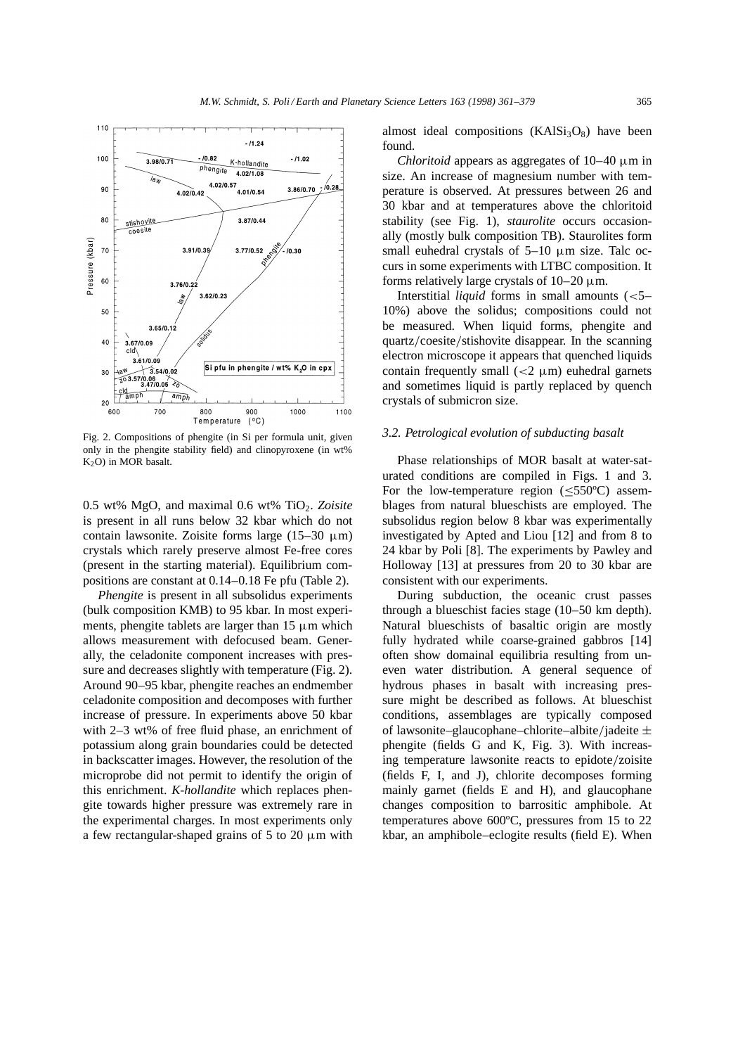Fig. 2. Compositions of phengite (in Si per formula unit, given only in the phengite stability field) and clinopyroxene (in wt% $K_2O$) in MOR basalt.

0.5 wt% MgO, and maximal 0.6 wt% $TiO_2$. *Zoisite* is present in all runs below 32 kbar which do not contain lawsonite. Zoisite forms large (15–30 μm) crystals which rarely preserve almost Fe-free cores (present in the starting material). Equilibrium compositions are constant at 0.14–0.18 Fe pfu (Table 2).

*Phengite* is present in all subsolidus experiments (bulk composition KMB) to 95 kbar. In most experiments, phengite tablets are larger than 15 μm which allows measurement with defocused beam. Generally, the celadonite component increases with pressure and decreases slightly with temperature (Fig. 2). Around 90–95 kbar, phengite reaches an endmember celadonite composition and decomposes with further increase of pressure. In experiments above 50 kbar with 2–3 wt% of free fluid phase, an enrichment of potassium along grain boundaries could be detected in backscatter images. However, the resolution of the microprobe did not permit to identify the origin of this enrichment. *K-hollandite* which replaces phengite towards higher pressure was extremely rare in the experimental charges. In most experiments only a few rectangular-shaped grains of 5 to 20 μm with almost ideal compositions ($KAlSi_3O_8$) have been found.

*Chloritoid* appears as aggregates of 10–40 μm in size. An increase of magnesium number with temperature is observed. At pressures between 26 and 30 kbar and at temperatures above the chloritoid stability (see Fig. 1), *staurolite* occurs occasionally (mostly bulk composition TB). Staurolites form small euhedral crystals of 5–10 μm size. Talc occurs in some experiments with LTBC composition. It forms relatively large crystals of 10–20 μm.

Interstitial *liquid* forms in small amounts (<5–10%) above the solidus; compositions could not be measured. When liquid forms, phengite and quartz/coesite/stishovite disappear. In the scanning electron microscope it appears that quenched liquids contain frequently small (<2 μm) euhedral garnets and sometimes liquid is partly replaced by quench crystals of submicron size.

### 3.2. Petrological evolution of subducting basalt

Phase relationships of MOR basalt at water-saturated conditions are compiled in Figs. 1 and 3. For the low-temperature region (≤550ºC) assemblages from natural blueschists are employed. The subsolidus region below 8 kbar was experimentally investigated by Apted and Liou [12] and from 8 to 24 kbar by Poli [8]. The experiments by Pawley and Holloway [13] at pressures from 20 to 30 kbar are consistent with our experiments.

During subduction, the oceanic crust passes through a blueschist facies stage (10–50 km depth). Natural blueschists of basaltic origin are mostly fully hydrated while coarse-grained gabbros [14] often show domainal equilibria resulting from uneven water distribution. A general sequence of hydrous phases in basalt with increasing pressure might be described as follows. At blueschist conditions, assemblages are typically composed of lawsonite–glaucophane–chlorite–albite/jadeite ± phengite (fields G and K, Fig. 3). With increasing temperature lawsonite reacts to epidote/zoisite (fields F, I, and J), chlorite decomposes forming mainly garnet (fields E and H), and glaucophane changes composition to barrositic amphibole. At temperatures above 600ºC, pressures from 15 to 22 kbar, an amphibole–eclogite results (field E). When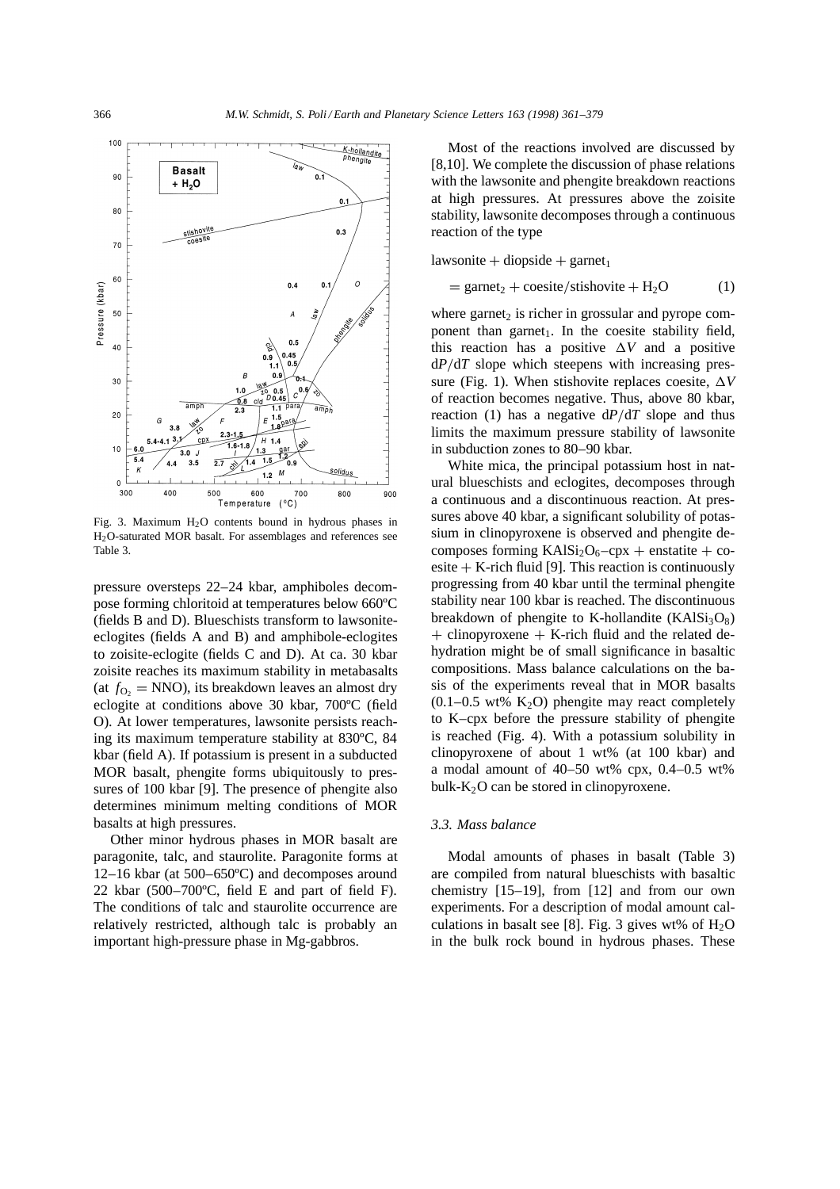Fig. 3. Maximum $H_2O$ contents bound in hydrous phases in $H_2O$-saturated MOR basalt. For assemblages and references see Table 3.

pressure oversteps 22–24 kbar, amphiboles decompose forming chloritoid at temperatures below 660ºC (fields B and D). Blueschists transform to lawsonite-eclogites (fields A and B) and amphibole-eclogites to zoisite-eclogite (fields C and D). At ca. 30 kbar zoisite reaches its maximum stability in metabasalts (at $f_{O_2}$ = NNO), its breakdown leaves an almost dry eclogite at conditions above 30 kbar, 700ºC (field O). At lower temperatures, lawsonite persists reaching its maximum temperature stability at 830ºC, 84 kbar (field A). If potassium is present in a subducted MOR basalt, phengite forms ubiquitously to pressures of 100 kbar [9]. The presence of phengite also determines minimum melting conditions of MOR basalts at high pressures.

Other minor hydrous phases in MOR basalt are paragonite, talc, and staurolite. Paragonite forms at 12–16 kbar (at 500–650ºC) and decomposes around 22 kbar (500–700ºC, field E and part of field F). The conditions of talc and staurolite occurrence are relatively restricted, although talc is probably an important high-pressure phase in Mg-gabbros.

Most of the reactions involved are discussed by [8,10]. We complete the discussion of phase relations with the lawsonite and phengite breakdown reactions at high pressures. At pressures above the zoisite stability, lawsonite decomposes through a continuous reaction of the type

$$\text{lawsonite} + \text{diopside} + \text{garnet}_1$$

$$= \text{garnet}_2 + \text{coesite/stishovite} + H_2O \qquad (1)$$

where $\text{garnet}_2$ is richer in grossular and pyrope component than $\text{garnet}_1$. In the coesite stability field, this reaction has a positive $\Delta V$ and a positive $dP/dT$ slope which steepens with increasing pressure (Fig. 1). When stishovite replaces coesite, $\Delta V$ of reaction becomes negative. Thus, above 80 kbar, reaction (1) has a negative $dP/dT$ slope and thus limits the maximum pressure stability of lawsonite in subduction zones to 80–90 kbar.

White mica, the principal potassium host in natural blueschists and eclogites, decomposes through a continuous and a discontinuous reaction. At pressures above 40 kbar, a significant solubility of potassium in clinopyroxene is observed and phengite decomposes forming $KAlSi_2O_6$–cpx + enstatite + coesite + K-rich fluid [9]. This reaction is continuously progressing from 40 kbar until the terminal phengite stability near 100 kbar is reached. The discontinuous breakdown of phengite to K-hollandite ($KAlSi_3O_8$) + clinopyroxene + K-rich fluid and the related dehydration might be of small significance in basaltic compositions. Mass balance calculations on the basis of the experiments reveal that in MOR basalts (0.1–0.5 wt% $K_2O$) phengite may react completely to K–cpx before the pressure stability of phengite is reached (Fig. 4). With a potassium solubility in clinopyroxene of about 1 wt% (at 100 kbar) and a modal amount of 40–50 wt% cpx, 0.4–0.5 wt% bulk-$K_2O$ can be stored in clinopyroxene.

### 3.3. Mass balance

Modal amounts of phases in basalt (Table 3) are compiled from natural blueschists with basaltic chemistry [15–19], from [12] and from our own experiments. For a description of modal amount calculations in basalt see [8]. Fig. 3 gives wt% of $H_2O$ in the bulk rock bound in hydrous phases. These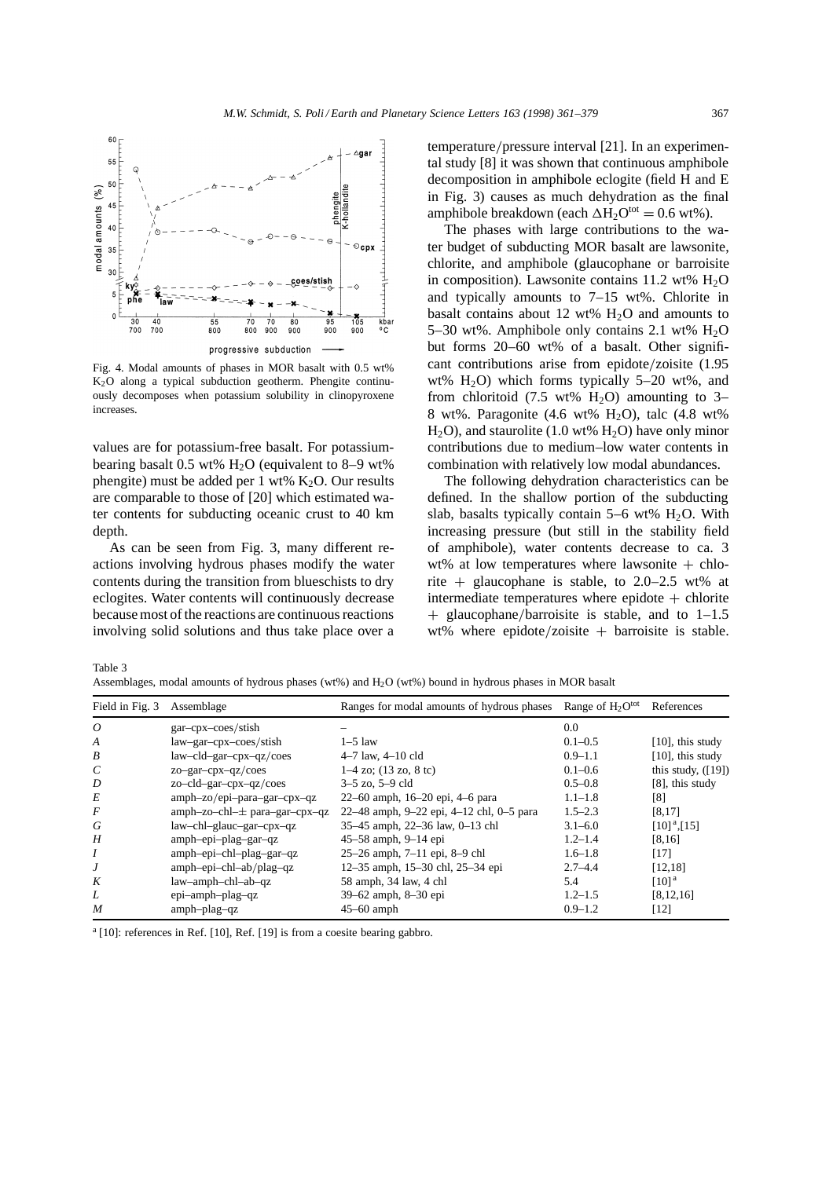Fig. 4. Modal amounts of phases in MOR basalt with 0.5 wt% $K_2O$ along a typical subduction geotherm. Phengite continuously decomposes when potassium solubility in clinopyroxene increases.

values are for potassium-free basalt. For potassium-bearing basalt 0.5 wt% $H_2O$ (equivalent to 8–9 wt% phengite) must be added per 1 wt% $K_2O$. Our results are comparable to those of [20] which estimated water contents for subducting oceanic crust to 40 km depth.

As can be seen from Fig. 3, many different reactions involving hydrous phases modify the water contents during the transition from blueschists to dry eclogites. Water contents will continuously decrease because most of the reactions are continuous reactions involving solid solutions and thus take place over a temperature/pressure interval [21]. In an experimental study [8] it was shown that continuous amphibole decomposition in amphibole eclogite (field H and E in Fig. 3) causes as much dehydration as the final amphibole breakdown (each $\Delta H_2O^{tot} = 0.6$ wt%).

The phases with large contributions to the water budget of subducting MOR basalt are lawsonite, chlorite, and amphibole (glaucophane or barroisite in composition). Lawsonite contains 11.2 wt% $H_2O$ and typically amounts to 7–15 wt%. Chlorite in basalt contains about 12 wt% $H_2O$ and amounts to 5–30 wt%. Amphibole only contains 2.1 wt% $H_2O$ but forms 20–60 wt% of a basalt. Other significant contributions arise from epidote/zoisite (1.95 wt% $H_2O$) which forms typically 5–20 wt%, and from chloritoid (7.5 wt% $H_2O$) amounting to 3–8 wt%. Paragonite (4.6 wt% $H_2O$), talc (4.8 wt% $H_2O$), and staurolite (1.0 wt% $H_2O$) have only minor contributions due to medium–low water contents in combination with relatively low modal abundances.

The following dehydration characteristics can be defined. In the shallow portion of the subducting slab, basalts typically contain 5–6 wt% $H_2O$. With increasing pressure (but still in the stability field of amphibole), water contents decrease to ca. 3 wt% at low temperatures where lawsonite + chlorite + glaucophane is stable, to 2.0–2.5 wt% at intermediate temperatures where epidote + chlorite + glaucophane/barroisite is stable, and to 1–1.5 wt% where epidote/zoisite + barroisite is stable.

Table 3
Assemblages, modal amounts of hydrous phases (wt%) and $H_2O$ (wt%) bound in hydrous phases in MOR basalt

| Field in Fig. 3 | Assemblage | Ranges for modal amounts of hydrous phases | Range of $H_2O^{tot}$ | References |
|---|---|---|---|---|
| *O* | gar–cpx–coes/stish | – | 0.0 | |
| *A* | law–gar–cpx–coes/stish | 1–5 law | 0.1–0.5 | [10], this study |
| *B* | law–cld–gar–cpx–qz/coes | 4–7 law, 4–10 cld | 0.9–1.1 | [10], this study |
| *C* | zo–gar–cpx–qz/coes | 1–4 zo; (13 zo, 8 tc) | 0.1–0.6 | this study, ([19]) |
| *D* | zo–cld–gar–cpx–qz/coes | 3–5 zo, 5–9 cld | 0.5–0.8 | [8], this study |
| *E* | amph–zo/epi–para–gar–cpx–qz | 22–60 amph, 16–20 epi, 4–6 para | 1.1–1.8 | [8] |
| *F* | amph–zo–chl–± para–gar–cpx–qz | 22–48 amph, 9–22 epi, 4–12 chl, 0–5 para | 1.5–2.3 | [8,17] |
| *G* | law–chl–glauc–gar–cpx–qz | 35–45 amph, 22–36 law, 0–13 chl | 3.1–6.0 | [10][a],[15] |
| *H* | amph–epi–plag–gar–qz | 45–58 amph, 9–14 epi | 1.2–1.4 | [8,16] |
| *I* | amph–epi–chl–plag–gar–qz | 25–26 amph, 7–11 epi, 8–9 chl | 1.6–1.8 | [17] |
| *J* | amph–epi–chl–ab/plag–qz | 12–35 amph, 15–30 chl, 25–34 epi | 2.7–4.4 | [12,18] |
| *K* | law–amph–chl–ab–qz | 58 amph, 34 law, 4 chl | 5.4 | [10][a] |
| *L* | epi–amph–plag–qz | 39–62 amph, 8–30 epi | 1.2–1.5 | [8,12,16] |
| *M* | amph–plag–qz | 45–60 amph | 0.9–1.2 | [12] |

[a] [10]: references in Ref. [10], Ref. [19] is from a coesite bearing gabbro.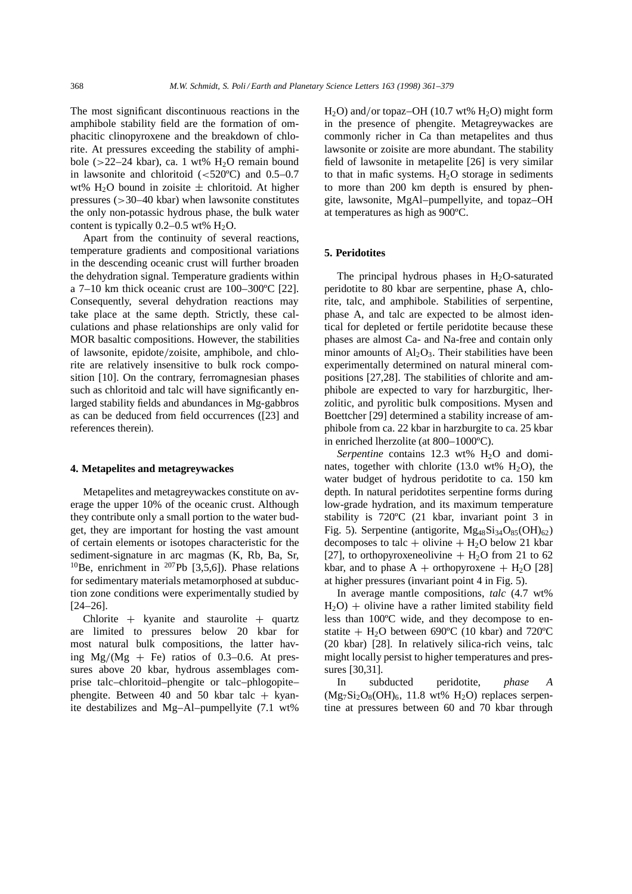The most significant discontinuous reactions in the amphibole stability field are the formation of omphacitic clinopyroxene and the breakdown of chlorite. At pressures exceeding the stability of amphibole (>22–24 kbar), ca. 1 wt% $H_2O$ remain bound in lawsonite and chloritoid (<520ºC) and 0.5–0.7 wt% $H_2O$ bound in zoisite ± chloritoid. At higher pressures (>30–40 kbar) when lawsonite constitutes the only non-potassic hydrous phase, the bulk water content is typically 0.2–0.5 wt% $H_2O$.

Apart from the continuity of several reactions, temperature gradients and compositional variations in the descending oceanic crust will further broaden the dehydration signal. Temperature gradients within a 7–10 km thick oceanic crust are 100–300ºC [22]. Consequently, several dehydration reactions may take place at the same depth. Strictly, these calculations and phase relationships are only valid for MOR basaltic compositions. However, the stabilities of lawsonite, epidote/zoisite, amphibole, and chlorite are relatively insensitive to bulk rock composition [10]. On the contrary, ferromagnesian phases such as chloritoid and talc will have significantly enlarged stability fields and abundances in Mg-gabbros as can be deduced from field occurrences ([23] and references therein).

## 4. Metapelites and metagreywackes

Metapelites and metagreywackes constitute on average the upper 10% of the oceanic crust. Although they contribute only a small portion to the water budget, they are important for hosting the vast amount of certain elements or isotopes characteristic for the sediment-signature in arc magmas (K, Rb, Ba, Sr, $^{10}$Be, enrichment in $^{207}$Pb [3,5,6]). Phase relations for sedimentary materials metamorphosed at subduction zone conditions were experimentally studied by [24–26].

Chlorite + kyanite and staurolite + quartz are limited to pressures below 20 kbar for most natural bulk compositions, the latter having Mg/(Mg + Fe) ratios of 0.3–0.6. At pressures above 20 kbar, hydrous assemblages comprise talc–chloritoid–phengite or talc–phlogopite–phengite. Between 40 and 50 kbar talc + kyanite destabilizes and Mg–Al–pumpellyite (7.1 wt% $H_2O$) and/or topaz–OH (10.7 wt% $H_2O$) might form in the presence of phengite. Metagreywackes are commonly richer in Ca than metapelites and thus lawsonite or zoisite are more abundant. The stability field of lawsonite in metapelite [26] is very similar to that in mafic systems. $H_2O$ storage in sediments to more than 200 km depth is ensured by phengite, lawsonite, MgAl–pumpellyite, and topaz–OH at temperatures as high as 900ºC.

## 5. Peridotites

The principal hydrous phases in $H_2O$-saturated peridotite to 80 kbar are serpentine, phase A, chlorite, talc, and amphibole. Stabilities of serpentine, phase A, and talc are expected to be almost identical for depleted or fertile peridotite because these phases are almost Ca- and Na-free and contain only minor amounts of $Al_2O_3$. Their stabilities have been experimentally determined on natural mineral compositions [27,28]. The stabilities of chlorite and amphibole are expected to vary for harzburgitic, lherzolitic, and pyrolitic bulk compositions. Mysen and Boettcher [29] determined a stability increase of amphibole from ca. 22 kbar in harzburgite to ca. 25 kbar in enriched lherzolite (at 800–1000ºC).

*Serpentine* contains 12.3 wt% $H_2O$ and dominates, together with chlorite (13.0 wt% $H_2O$), the water budget of hydrous peridotite to ca. 150 km depth. In natural peridotites serpentine forms during low-grade hydration, and its maximum temperature stability is 720ºC (21 kbar, invariant point 3 in Fig. 5). Serpentine (antigorite, $Mg_{48}Si_{34}O_{85}(OH)_{62}$) decomposes to talc + olivine + $H_2O$ below 21 kbar [27], to orthopyroxeneolivine + $H_2O$ from 21 to 62 kbar, and to phase A + orthopyroxene + $H_2O$ [28] at higher pressures (invariant point 4 in Fig. 5).

In average mantle compositions, *talc* (4.7 wt% $H_2O$) + olivine have a rather limited stability field less than 100ºC wide, and they decompose to enstatite + $H_2O$ between 690ºC (10 kbar) and 720ºC (20 kbar) [28]. In relatively silica-rich veins, talc might locally persist to higher temperatures and pressures [30,31].

In subducted peridotite, *phase A* ($Mg_7Si_2O_8(OH)_6$, 11.8 wt% $H_2O$) replaces serpentine at pressures between 60 and 70 kbar through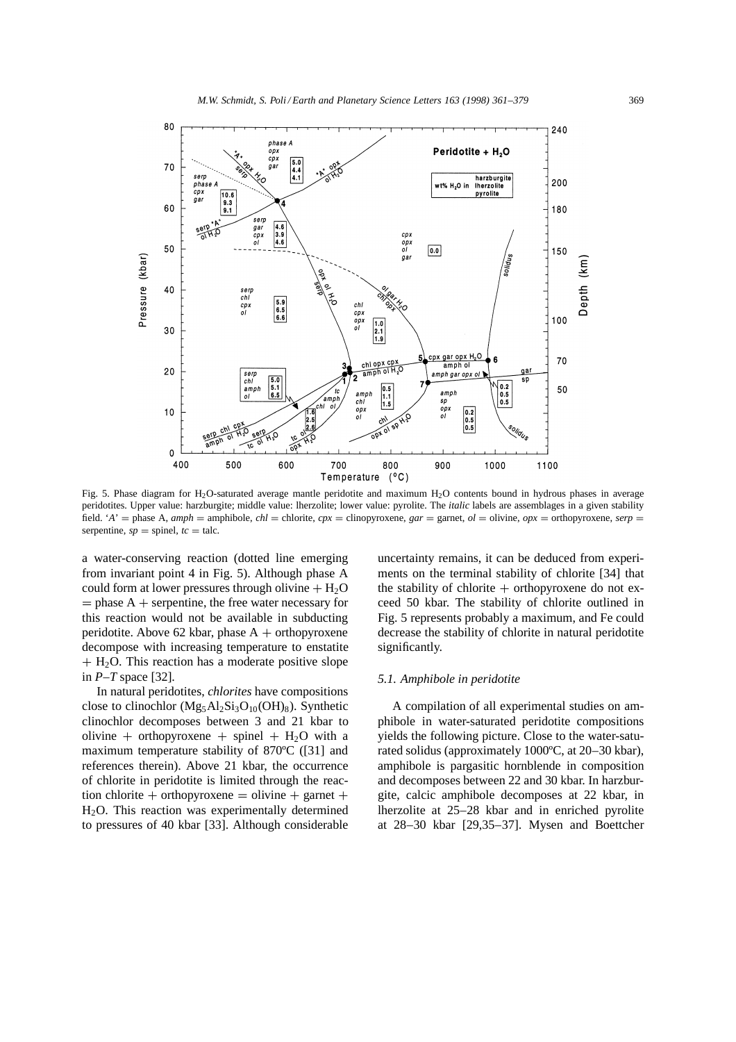Fig. 5. Phase diagram for $H_2O$-saturated average mantle peridotite and maximum $H_2O$ contents bound in hydrous phases in average peridotites. Upper value: harzburgite; middle value: lherzolite; lower value: pyrolite. The *italic* labels are assemblages in a given stability field. '*A*' = phase A, *amph* = amphibole, *chl* = chlorite, *cpx* = clinopyroxene, *gar* = garnet, *ol* = olivine, *opx* = orthopyroxene, *serp* = serpentine, *sp* = spinel, *tc* = talc.

a water-conserving reaction (dotted line emerging from invariant point 4 in Fig. 5). Although phase A could form at lower pressures through olivine + $H_2O$ = phase A + serpentine, the free water necessary for this reaction would not be available in subducting peridotite. Above 62 kbar, phase A + orthopyroxene decompose with increasing temperature to enstatite + $H_2O$. This reaction has a moderate positive slope in *P–T* space [32].

In natural peridotites, *chlorites* have compositions close to clinochlor ($Mg_5Al_2Si_3O_{10}(OH)_8$). Synthetic clinochlor decomposes between 3 and 21 kbar to olivine + orthopyroxene + spinel + $H_2O$ with a maximum temperature stability of 870ºC ([31] and references therein). Above 21 kbar, the occurrence of chlorite in peridotite is limited through the reaction chlorite + orthopyroxene = olivine + garnet + $H_2O$. This reaction was experimentally determined to pressures of 40 kbar [33]. Although considerable uncertainty remains, it can be deduced from experiments on the terminal stability of chlorite [34] that the stability of chlorite + orthopyroxene do not exceed 50 kbar. The stability of chlorite outlined in Fig. 5 represents probably a maximum, and Fe could decrease the stability of chlorite in natural peridotite significantly.

### 5.1. Amphibole in peridotite

A compilation of all experimental studies on amphibole in water-saturated peridotite compositions yields the following picture. Close to the water-saturated solidus (approximately 1000ºC, at 20–30 kbar), amphibole is pargasitic hornblende in composition and decomposes between 22 and 30 kbar. In harzburgite, calcic amphibole decomposes at 22 kbar, in lherzolite at 25–28 kbar and in enriched pyrolite at 28–30 kbar [29,35–37]. Mysen and Boettcher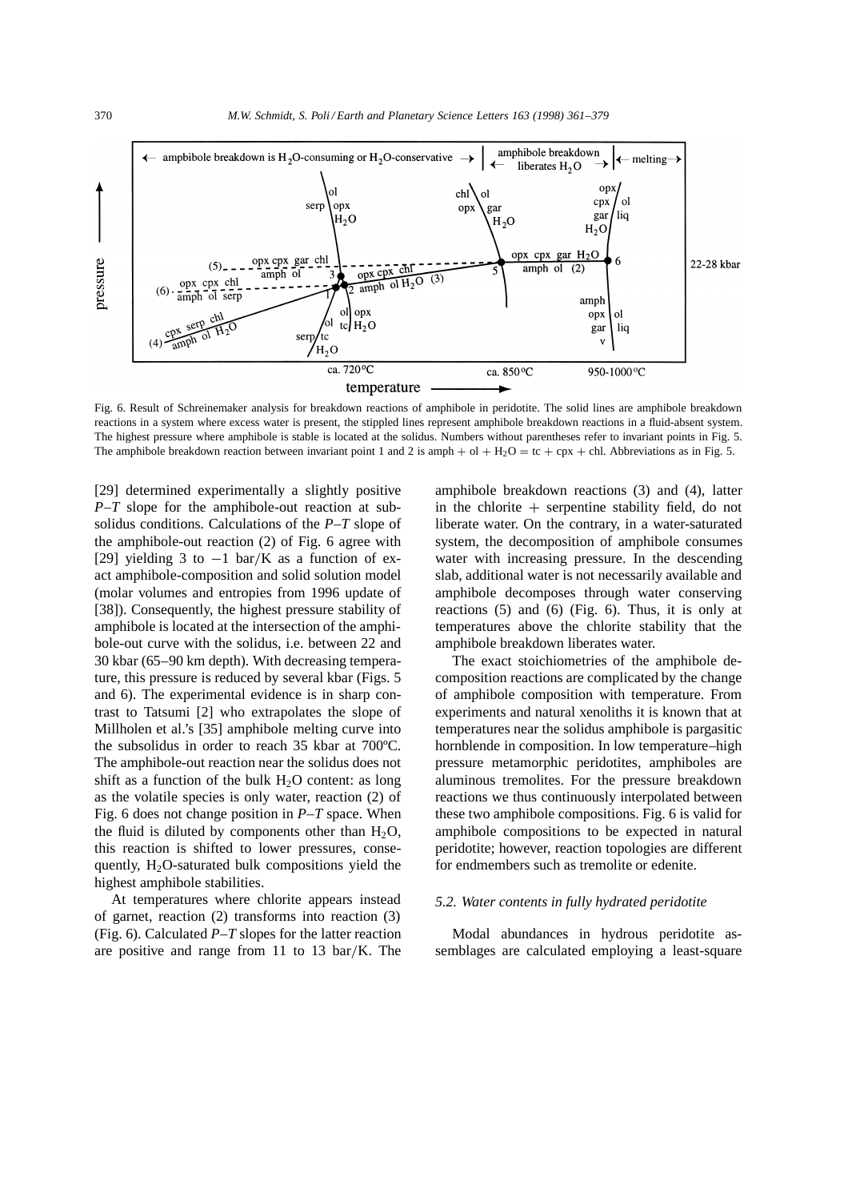Fig. 6. Result of Schreinemaker analysis for breakdown reactions of amphibole in peridotite. The solid lines are amphibole breakdown reactions in a system where excess water is present, the stippled lines represent amphibole breakdown reactions in a fluid-absent system. The highest pressure where amphibole is stable is located at the solidus. Numbers without parentheses refer to invariant points in Fig. 5. The amphibole breakdown reaction between invariant point 1 and 2 is amph + ol + $H_2O$ = tc + cpx + chl. Abbreviations as in Fig. 5.

[29] determined experimentally a slightly positive *P–T* slope for the amphibole-out reaction at subsolidus conditions. Calculations of the *P–T* slope of the amphibole-out reaction (2) of Fig. 6 agree with [29] yielding 3 to −1 bar/K as a function of exact amphibole-composition and solid solution model (molar volumes and entropies from 1996 update of [38]). Consequently, the highest pressure stability of amphibole is located at the intersection of the amphibole-out curve with the solidus, i.e. between 22 and 30 kbar (65–90 km depth). With decreasing temperature, this pressure is reduced by several kbar (Figs. 5 and 6). The experimental evidence is in sharp contrast to Tatsumi [2] who extrapolates the slope of Millholen et al.'s [35] amphibole melting curve into the subsolidus in order to reach 35 kbar at 700ºC. The amphibole-out reaction near the solidus does not shift as a function of the bulk $H_2O$ content: as long as the volatile species is only water, reaction (2) of Fig. 6 does not change position in *P–T* space. When the fluid is diluted by components other than $H_2O$, this reaction is shifted to lower pressures, consequently, $H_2O$-saturated bulk compositions yield the highest amphibole stabilities.

At temperatures where chlorite appears instead of garnet, reaction (2) transforms into reaction (3) (Fig. 6). Calculated *P–T* slopes for the latter reaction are positive and range from 11 to 13 bar/K. The amphibole breakdown reactions (3) and (4), latter in the chlorite + serpentine stability field, do not liberate water. On the contrary, in a water-saturated system, the decomposition of amphibole consumes water with increasing pressure. In the descending slab, additional water is not necessarily available and amphibole decomposes through water conserving reactions (5) and (6) (Fig. 6). Thus, it is only at temperatures above the chlorite stability that the amphibole breakdown liberates water.

The exact stoichiometries of the amphibole decomposition reactions are complicated by the change of amphibole composition with temperature. From experiments and natural xenoliths it is known that at temperatures near the solidus amphibole is pargasitic hornblende in composition. In low temperature–high pressure metamorphic peridotites, amphiboles are aluminous tremolites. For the pressure breakdown reactions we thus continuously interpolated between these two amphibole compositions. Fig. 6 is valid for amphibole compositions to be expected in natural peridotite; however, reaction topologies are different for endmembers such as tremolite or edenite.

### *5.2. Water contents in fully hydrated peridotite*

Modal abundances in hydrous peridotite assemblages are calculated employing a least-square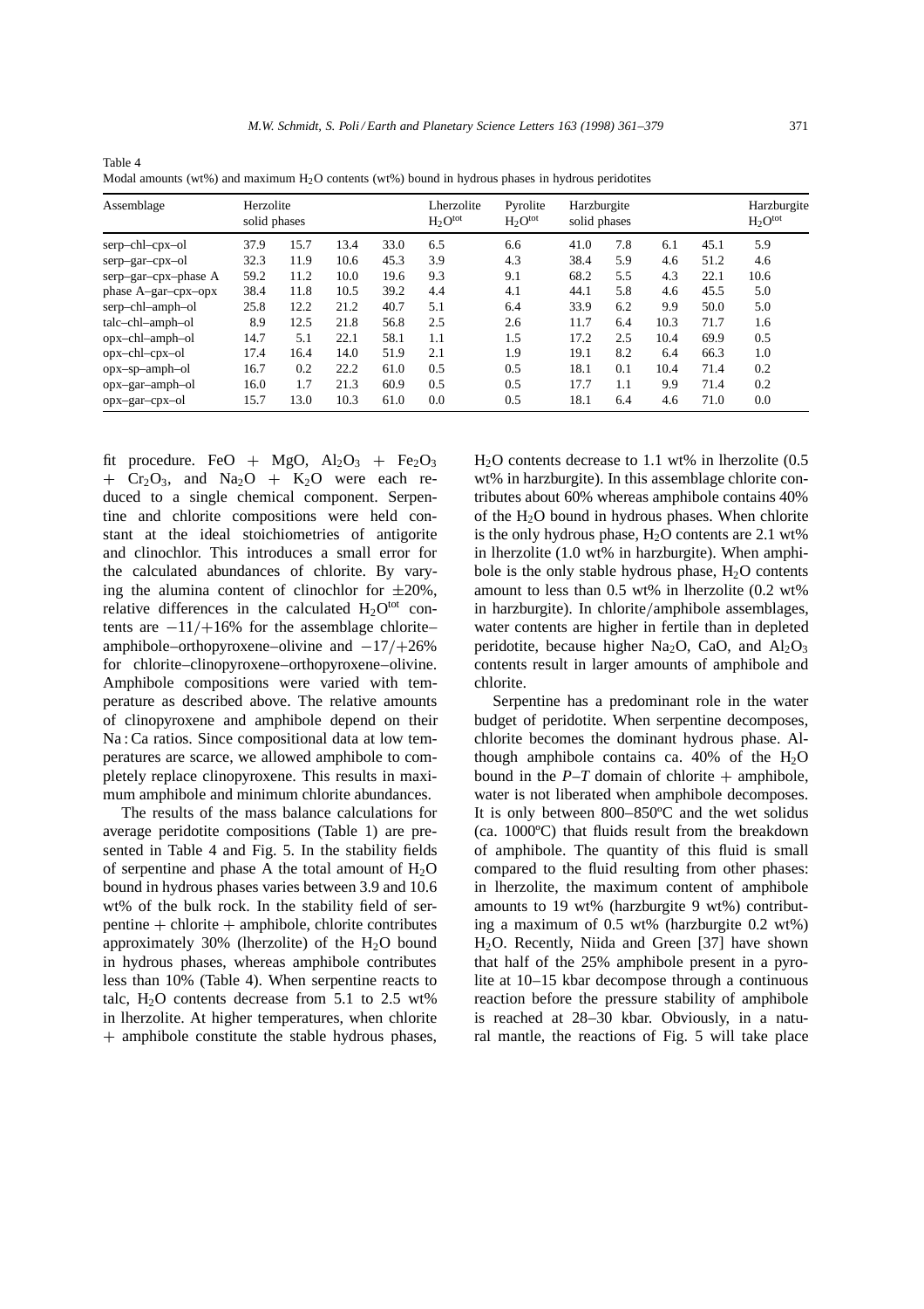Table 4

Modal amounts (wt%) and maximum $H_2O$ contents (wt%) bound in hydrous phases in hydrous peridotites

| Assemblage | Herzolite solid phases | | | | Lherzolite $H_2O^{tot}$ | Pyrolite $H_2O^{tot}$ | Harzburgite solid phases | | | | Harzburgite $H_2O^{tot}$ |
|---|---|---|---|---|---|---|---|---|---|---|---|
| serp–chl–cpx–ol | 37.9 | 15.7 | 13.4 | 33.0 | 6.5 | 6.6 | 41.0 | 7.8 | 6.1 | 45.1 | 5.9 |
| serp–gar–cpx–ol | 32.3 | 11.9 | 10.6 | 45.3 | 3.9 | 4.3 | 38.4 | 5.9 | 4.6 | 51.2 | 4.6 |
| serp–gar–cpx–phase A | 59.2 | 11.2 | 10.0 | 19.6 | 9.3 | 9.1 | 68.2 | 5.5 | 4.3 | 22.1 | 10.6 |
| phase A–gar–cpx–opx | 38.4 | 11.8 | 10.5 | 39.2 | 4.4 | 4.1 | 44.1 | 5.8 | 4.6 | 45.5 | 5.0 |
| serp–chl–amph–ol | 25.8 | 12.2 | 21.2 | 40.7 | 5.1 | 6.4 | 33.9 | 6.2 | 9.9 | 50.0 | 5.0 |
| talc–chl–amph–ol | 8.9 | 12.5 | 21.8 | 56.8 | 2.5 | 2.6 | 11.7 | 6.4 | 10.3 | 71.7 | 1.6 |
| opx–chl–amph–ol | 14.7 | 5.1 | 22.1 | 58.1 | 1.1 | 1.5 | 17.2 | 2.5 | 10.4 | 69.9 | 0.5 |
| opx–chl–cpx–ol | 17.4 | 16.4 | 14.0 | 51.9 | 2.1 | 1.9 | 19.1 | 8.2 | 6.4 | 66.3 | 1.0 |
| opx–sp–amph–ol | 16.7 | 0.2 | 22.2 | 61.0 | 0.5 | 0.5 | 18.1 | 0.1 | 10.4 | 71.4 | 0.2 |
| opx–gar–amph–ol | 16.0 | 1.7 | 21.3 | 60.9 | 0.5 | 0.5 | 17.7 | 1.1 | 9.9 | 71.4 | 0.2 |
| opx–gar–cpx–ol | 15.7 | 13.0 | 10.3 | 61.0 | 0.0 | 0.5 | 18.1 | 6.4 | 4.6 | 71.0 | 0.0 |

fit procedure. FeO + MgO, $Al_2O_3$ + $Fe_2O_3$ + $Cr_2O_3$, and $Na_2O$ + $K_2O$ were each reduced to a single chemical component. Serpentine and chlorite compositions were held constant at the ideal stoichiometries of antigorite and clinochlor. This introduces a small error for the calculated abundances of chlorite. By varying the alumina content of clinochlor for ±20%, relative differences in the calculated $H_2O^{tot}$ contents are −11/+16% for the assemblage chlorite–amphibole–orthopyroxene–olivine and −17/+26% for chlorite–clinopyroxene–orthopyroxene–olivine. Amphibole compositions were varied with temperature as described above. The relative amounts of clinopyroxene and amphibole depend on their Na : Ca ratios. Since compositional data at low temperatures are scarce, we allowed amphibole to completely replace clinopyroxene. This results in maximum amphibole and minimum chlorite abundances.

The results of the mass balance calculations for average peridotite compositions (Table 1) are presented in Table 4 and Fig. 5. In the stability fields of serpentine and phase A the total amount of $H_2O$ bound in hydrous phases varies between 3.9 and 10.6 wt% of the bulk rock. In the stability field of serpentine + chlorite + amphibole, chlorite contributes approximately 30% (lherzolite) of the $H_2O$ bound in hydrous phases, whereas amphibole contributes less than 10% (Table 4). When serpentine reacts to talc, $H_2O$ contents decrease from 5.1 to 2.5 wt% in lherzolite. At higher temperatures, when chlorite + amphibole constitute the stable hydrous phases, $H_2O$ contents decrease to 1.1 wt% in lherzolite (0.5 wt% in harzburgite). In this assemblage chlorite contributes about 60% whereas amphibole contains 40% of the $H_2O$ bound in hydrous phases. When chlorite is the only hydrous phase, $H_2O$ contents are 2.1 wt% in lherzolite (1.0 wt% in harzburgite). When amphibole is the only stable hydrous phase, $H_2O$ contents amount to less than 0.5 wt% in lherzolite (0.2 wt% in harzburgite). In chlorite/amphibole assemblages, water contents are higher in fertile than in depleted peridotite, because higher $Na_2O$, CaO, and $Al_2O_3$ contents result in larger amounts of amphibole and chlorite.

Serpentine has a predominant role in the water budget of peridotite. When serpentine decomposes, chlorite becomes the dominant hydrous phase. Although amphibole contains ca. 40% of the $H_2O$ bound in the $P$–$T$ domain of chlorite + amphibole, water is not liberated when amphibole decomposes. It is only between 800–850ºC and the wet solidus (ca. 1000ºC) that fluids result from the breakdown of amphibole. The quantity of this fluid is small compared to the fluid resulting from other phases: in lherzolite, the maximum content of amphibole amounts to 19 wt% (harzburgite 9 wt%) contributing a maximum of 0.5 wt% (harzburgite 0.2 wt%) $H_2O$. Recently, Niida and Green [37] have shown that half of the 25% amphibole present in a pyrolite at 10–15 kbar decompose through a continuous reaction before the pressure stability of amphibole is reached at 28–30 kbar. Obviously, in a natural mantle, the reactions of Fig. 5 will take place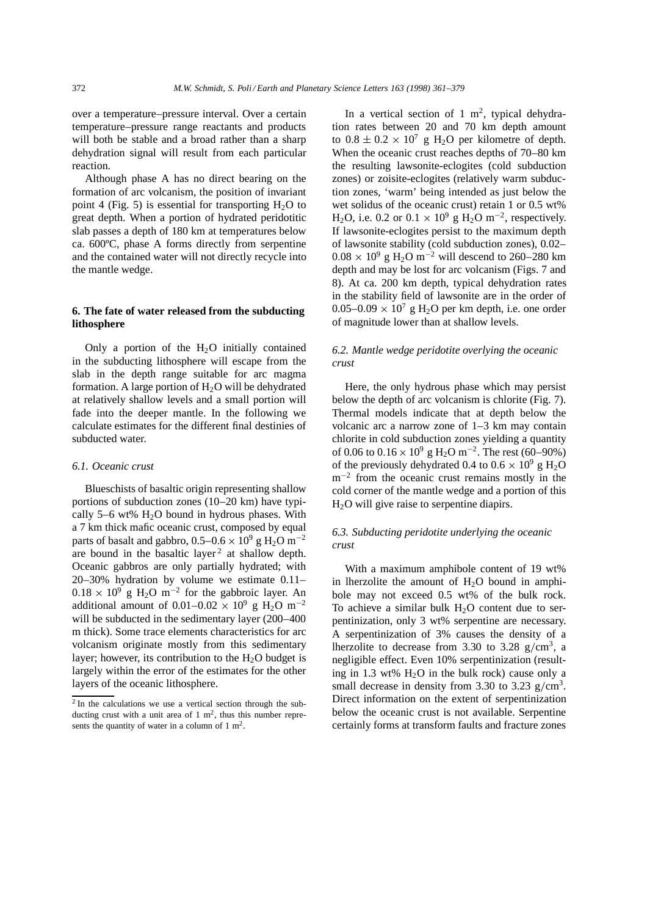over a temperature–pressure interval. Over a certain temperature–pressure range reactants and products will both be stable and a broad rather than a sharp dehydration signal will result from each particular reaction.

Although phase A has no direct bearing on the formation of arc volcanism, the position of invariant point 4 (Fig. 5) is essential for transporting $H_2O$ to great depth. When a portion of hydrated peridotitic slab passes a depth of 180 km at temperatures below ca. 600ºC, phase A forms directly from serpentine and the contained water will not directly recycle into the mantle wedge.

## 6. The fate of water released from the subducting lithosphere

Only a portion of the $H_2O$ initially contained in the subducting lithosphere will escape from the slab in the depth range suitable for arc magma formation. A large portion of $H_2O$ will be dehydrated at relatively shallow levels and a small portion will fade into the deeper mantle. In the following we calculate estimates for the different final destinies of subducted water.

### *6.1. Oceanic crust*

Blueschists of basaltic origin representing shallow portions of subduction zones (10–20 km) have typically 5–6 wt% $H_2O$ bound in hydrous phases. With a 7 km thick mafic oceanic crust, composed by equal parts of basalt and gabbro, $0.5–0.6 \times 10^9$ g $H_2O$ $m^{-2}$ are bound in the basaltic layer [2] at shallow depth. Oceanic gabbros are only partially hydrated; with 20–30% hydration by volume we estimate $0.11–0.18 \times 10^9$ g $H_2O$ $m^{-2}$ for the gabbroic layer. An additional amount of $0.01–0.02 \times 10^9$ g $H_2O$ $m^{-2}$ will be subducted in the sedimentary layer (200–400 m thick). Some trace elements characteristics for arc volcanism originate mostly from this sedimentary layer; however, its contribution to the $H_2O$ budget is largely within the error of the estimates for the other layers of the oceanic lithosphere.

In a vertical section of 1 $m^2$, typical dehydration rates between 20 and 70 km depth amount to $0.8 \pm 0.2 \times 10^7$ g $H_2O$ per kilometre of depth. When the oceanic crust reaches depths of 70–80 km the resulting lawsonite-eclogites (cold subduction zones) or zoisite-eclogites (relatively warm subduction zones, 'warm' being intended as just below the wet solidus of the oceanic crust) retain 1 or 0.5 wt% $H_2O$, i.e. 0.2 or $0.1 \times 10^9$ g $H_2O$ $m^{-2}$, respectively. If lawsonite-eclogites persist to the maximum depth of lawsonite stability (cold subduction zones), $0.02–0.08 \times 10^9$ g $H_2O$ $m^{-2}$ will descend to 260–280 km depth and may be lost for arc volcanism (Figs. 7 and 8). At ca. 200 km depth, typical dehydration rates in the stability field of lawsonite are in the order of $0.05–0.09 \times 10^7$ g $H_2O$ per km depth, i.e. one order of magnitude lower than at shallow levels.

### *6.2. Mantle wedge peridotite overlying the oceanic crust*

Here, the only hydrous phase which may persist below the depth of arc volcanism is chlorite (Fig. 7). Thermal models indicate that at depth below the volcanic arc a narrow zone of 1–3 km may contain chlorite in cold subduction zones yielding a quantity of 0.06 to $0.16 \times 10^9$ g $H_2O$ $m^{-2}$. The rest (60–90%) of the previously dehydrated 0.4 to $0.6 \times 10^9$ g $H_2O$ $m^{-2}$ from the oceanic crust remains mostly in the cold corner of the mantle wedge and a portion of this $H_2O$ will give raise to serpentine diapirs.

### *6.3. Subducting peridotite underlying the oceanic crust*

With a maximum amphibole content of 19 wt% in lherzolite the amount of $H_2O$ bound in amphibole may not exceed 0.5 wt% of the bulk rock. To achieve a similar bulk $H_2O$ content due to serpentinization, only 3 wt% serpentine are necessary. A serpentinization of 3% causes the density of a lherzolite to decrease from 3.30 to 3.28 g/$cm^3$, a negligible effect. Even 10% serpentinization (resulting in 1.3 wt% $H_2O$ in the bulk rock) cause only a small decrease in density from 3.30 to 3.23 g/$cm^3$. Direct information on the extent of serpentinization below the oceanic crust is not available. Serpentine certainly forms at transform faults and fracture zones

[2] In the calculations we use a vertical section through the subducting crust with a unit area of 1 $m^2$, thus this number represents the quantity of water in a column of 1 $m^2$.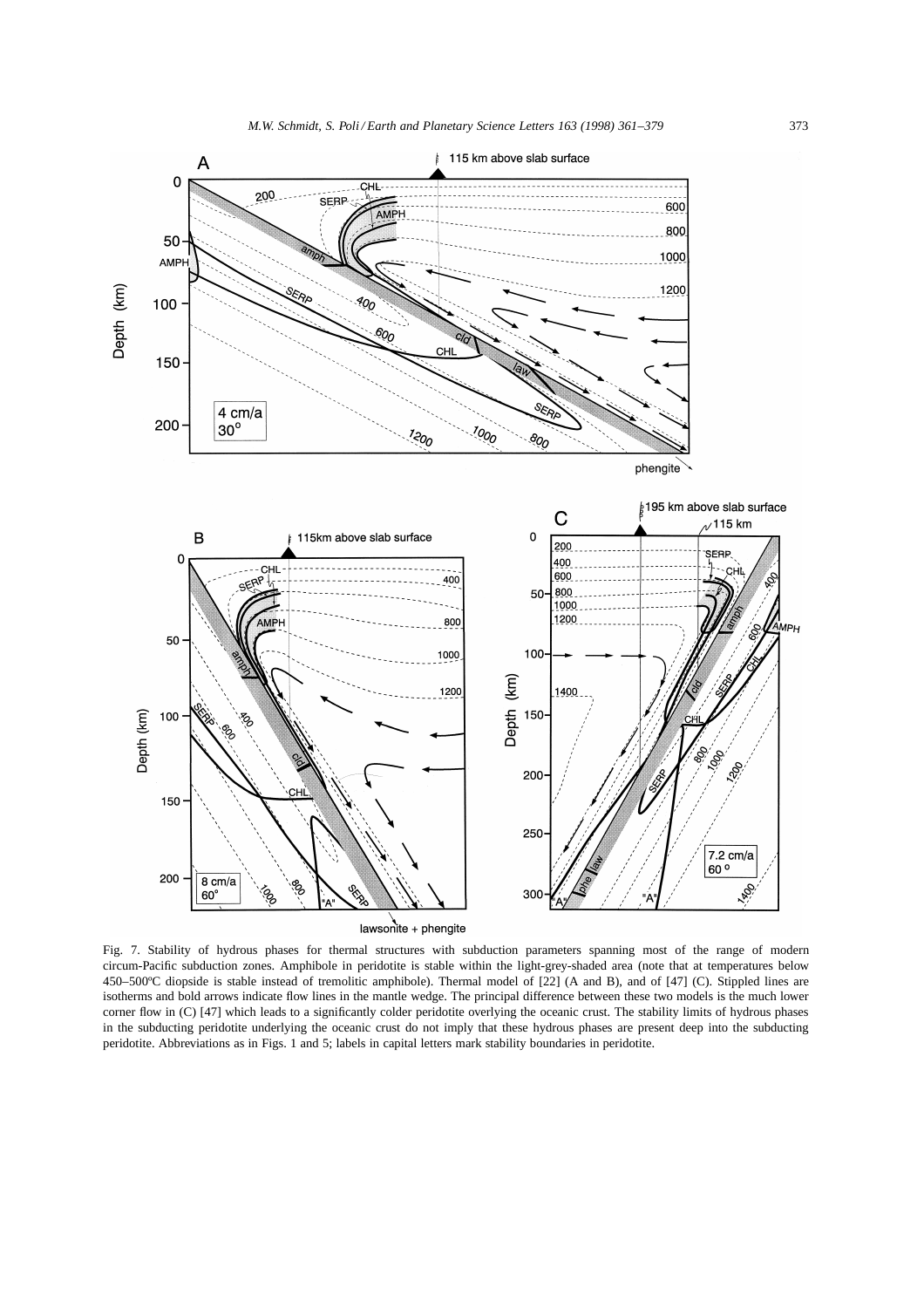Fig. 7. Stability of hydrous phases for thermal structures with subduction parameters spanning most of the range of modern circum-Pacific subduction zones. Amphibole in peridotite is stable within the light-grey-shaded area (note that at temperatures below 450–500ºC diopside is stable instead of tremolitic amphibole). Thermal model of [22] (A and B), and of [47] (C). Stippled lines are isotherms and bold arrows indicate flow lines in the mantle wedge. The principal difference between these two models is the much lower corner flow in (C) [47] which leads to a significantly colder peridotite overlying the oceanic crust. The stability limits of hydrous phases in the subducting peridotite underlying the oceanic crust do not imply that these hydrous phases are present deep into the subducting peridotite. Abbreviations as in Figs. 1 and 5; labels in capital letters mark stability boundaries in peridotite.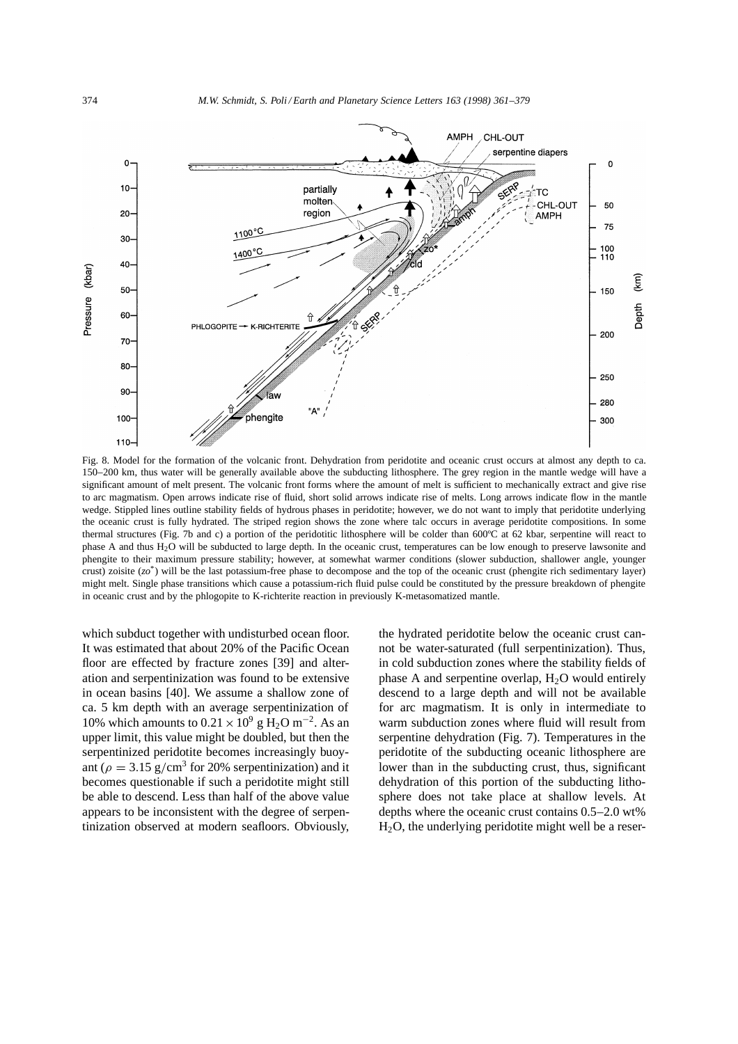Fig. 8. Model for the formation of the volcanic front. Dehydration from peridotite and oceanic crust occurs at almost any depth to ca. 150–200 km, thus water will be generally available above the subducting lithosphere. The grey region in the mantle wedge will have a significant amount of melt present. The volcanic front forms where the amount of melt is sufficient to mechanically extract and give rise to arc magmatism. Open arrows indicate rise of fluid, short solid arrows indicate rise of melts. Long arrows indicate flow in the mantle wedge. Stippled lines outline stability fields of hydrous phases in peridotite; however, we do not want to imply that peridotite underlying the oceanic crust is fully hydrated. The striped region shows the zone where talc occurs in average peridotite compositions. In some thermal structures (Fig. 7b and c) a portion of the peridotitic lithosphere will be colder than 600ºC at 62 kbar, serpentine will react to phase A and thus $H_2O$ will be subducted to large depth. In the oceanic crust, temperatures can be low enough to preserve lawsonite and phengite to their maximum pressure stability; however, at somewhat warmer conditions (slower subduction, shallower angle, younger crust) zoisite (*zo*\*) will be the last potassium-free phase to decompose and the top of the oceanic crust (phengite rich sedimentary layer) might melt. Single phase transitions which cause a potassium-rich fluid pulse could be constituted by the pressure breakdown of phengite in oceanic crust and by the phlogopite to K-richterite reaction in previously K-metasomatized mantle.

which subduct together with undisturbed ocean floor. It was estimated that about 20% of the Pacific Ocean floor are effected by fracture zones [39] and alteration and serpentinization was found to be extensive in ocean basins [40]. We assume a shallow zone of ca. 5 km depth with an average serpentinization of 10% which amounts to $0.21 \times 10^9$ g $H_2O$ $m^{-2}$. As an upper limit, this value might be doubled, but then the serpentinized peridotite becomes increasingly buoyant ($\rho = 3.15$ g/cm$^3$ for 20% serpentinization) and it becomes questionable if such a peridotite might still be able to descend. Less than half of the above value appears to be inconsistent with the degree of serpentinization observed at modern seafloors. Obviously, the hydrated peridotite below the oceanic crust cannot be water-saturated (full serpentinization). Thus, in cold subduction zones where the stability fields of phase A and serpentine overlap, $H_2O$ would entirely descend to a large depth and will not be available for arc magmatism. It is only in intermediate to warm subduction zones where fluid will result from serpentine dehydration (Fig. 7). Temperatures in the peridotite of the subducting oceanic lithosphere are lower than in the subducting crust, thus, significant dehydration of this portion of the subducting lithosphere does not take place at shallow levels. At depths where the oceanic crust contains 0.5–2.0 wt% $H_2O$, the underlying peridotite might well be a reser-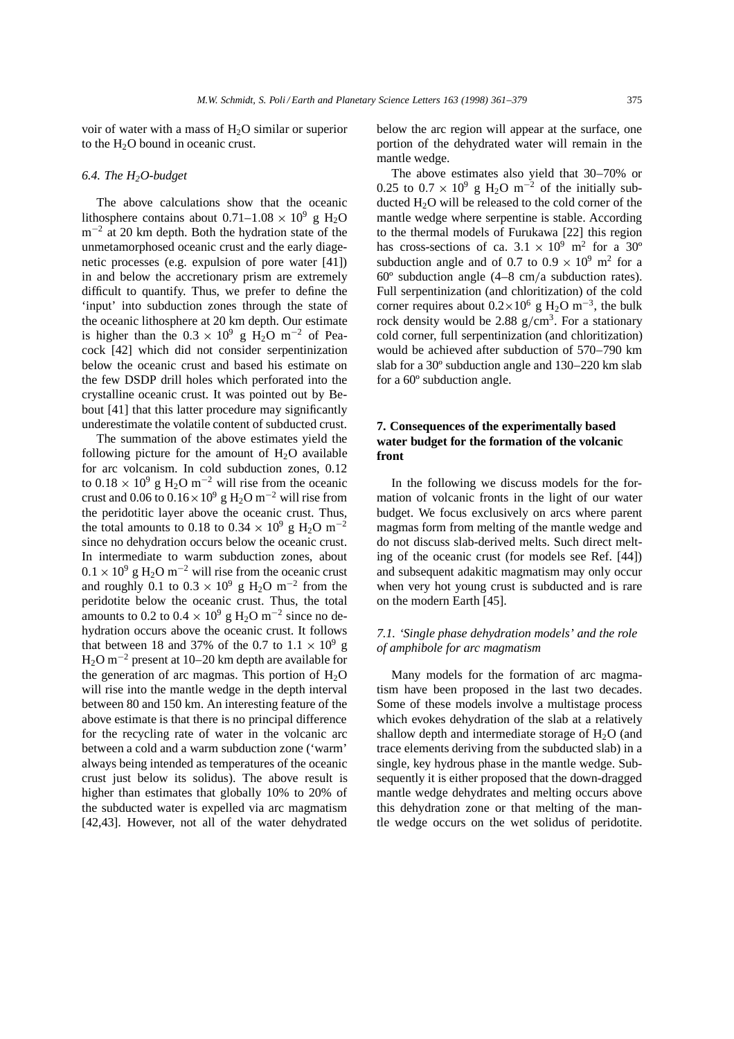voir of water with a mass of $H_2O$ similar or superior to the $H_2O$ bound in oceanic crust.

### 6.4. The $H_2O$-budget

The above calculations show that the oceanic lithosphere contains about $0.71–1.08 \times 10^9$ g $H_2O$ $m^{-2}$ at 20 km depth. Both the hydration state of the unmetamorphosed oceanic crust and the early diagenetic processes (e.g. expulsion of pore water [41]) in and below the accretionary prism are extremely difficult to quantify. Thus, we prefer to define the 'input' into subduction zones through the state of the oceanic lithosphere at 20 km depth. Our estimate is higher than the $0.3 \times 10^9$ g $H_2O$ $m^{-2}$ of Peacock [42] which did not consider serpentinization below the oceanic crust and based his estimate on the few DSDP drill holes which perforated into the crystalline oceanic crust. It was pointed out by Bebout [41] that this latter procedure may significantly underestimate the volatile content of subducted crust.

The summation of the above estimates yield the following picture for the amount of $H_2O$ available for arc volcanism. In cold subduction zones, 0.12 to $0.18 \times 10^9$ g $H_2O$ $m^{-2}$ will rise from the oceanic crust and 0.06 to $0.16 \times 10^9$ g $H_2O$ $m^{-2}$ will rise from the peridotitic layer above the oceanic crust. Thus, the total amounts to 0.18 to $0.34 \times 10^9$ g $H_2O$ $m^{-2}$ since no dehydration occurs below the oceanic crust. In intermediate to warm subduction zones, about $0.1 \times 10^9$ g $H_2O$ $m^{-2}$ will rise from the oceanic crust and roughly 0.1 to $0.3 \times 10^9$ g $H_2O$ $m^{-2}$ from the peridotite below the oceanic crust. Thus, the total amounts to 0.2 to $0.4 \times 10^9$ g $H_2O$ $m^{-2}$ since no dehydration occurs above the oceanic crust. It follows that between 18 and 37% of the 0.7 to $1.1 \times 10^9$ g $H_2O$ $m^{-2}$ present at 10–20 km depth are available for the generation of arc magmas. This portion of $H_2O$ will rise into the mantle wedge in the depth interval between 80 and 150 km. An interesting feature of the above estimate is that there is no principal difference for the recycling rate of water in the volcanic arc between a cold and a warm subduction zone ('warm' always being intended as temperatures of the oceanic crust just below its solidus). The above result is higher than estimates that globally 10% to 20% of the subducted water is expelled via arc magmatism [42,43]. However, not all of the water dehydrated below the arc region will appear at the surface, one portion of the dehydrated water will remain in the mantle wedge.

The above estimates also yield that 30–70% or 0.25 to $0.7 \times 10^9$ g $H_2O$ $m^{-2}$ of the initially subducted $H_2O$ will be released to the cold corner of the mantle wedge where serpentine is stable. According to the thermal models of Furukawa [22] this region has cross-sections of ca. $3.1 \times 10^9$ $m^2$ for a 30º subduction angle and of 0.7 to $0.9 \times 10^9$ $m^2$ for a 60º subduction angle (4–8 cm/a subduction rates). Full serpentinization (and chloritization) of the cold corner requires about $0.2 \times 10^6$ g $H_2O$ $m^{-3}$, the bulk rock density would be 2.88 g/$cm^3$. For a stationary cold corner, full serpentinization (and chloritization) would be achieved after subduction of 570–790 km slab for a 30º subduction angle and 130–220 km slab for a 60º subduction angle.

## 7. Consequences of the experimentally based water budget for the formation of the volcanic front

In the following we discuss models for the formation of volcanic fronts in the light of our water budget. We focus exclusively on arcs where parent magmas form from melting of the mantle wedge and do not discuss slab-derived melts. Such direct melting of the oceanic crust (for models see Ref. [44]) and subsequent adakitic magmatism may only occur when very hot young crust is subducted and is rare on the modern Earth [45].

### 7.1. 'Single phase dehydration models' and the role of amphibole for arc magmatism

Many models for the formation of arc magmatism have been proposed in the last two decades. Some of these models involve a multistage process which evokes dehydration of the slab at a relatively shallow depth and intermediate storage of $H_2O$ (and trace elements deriving from the subducted slab) in a single, key hydrous phase in the mantle wedge. Subsequently it is either proposed that the down-dragged mantle wedge dehydrates and melting occurs above this dehydration zone or that melting of the mantle wedge occurs on the wet solidus of peridotite.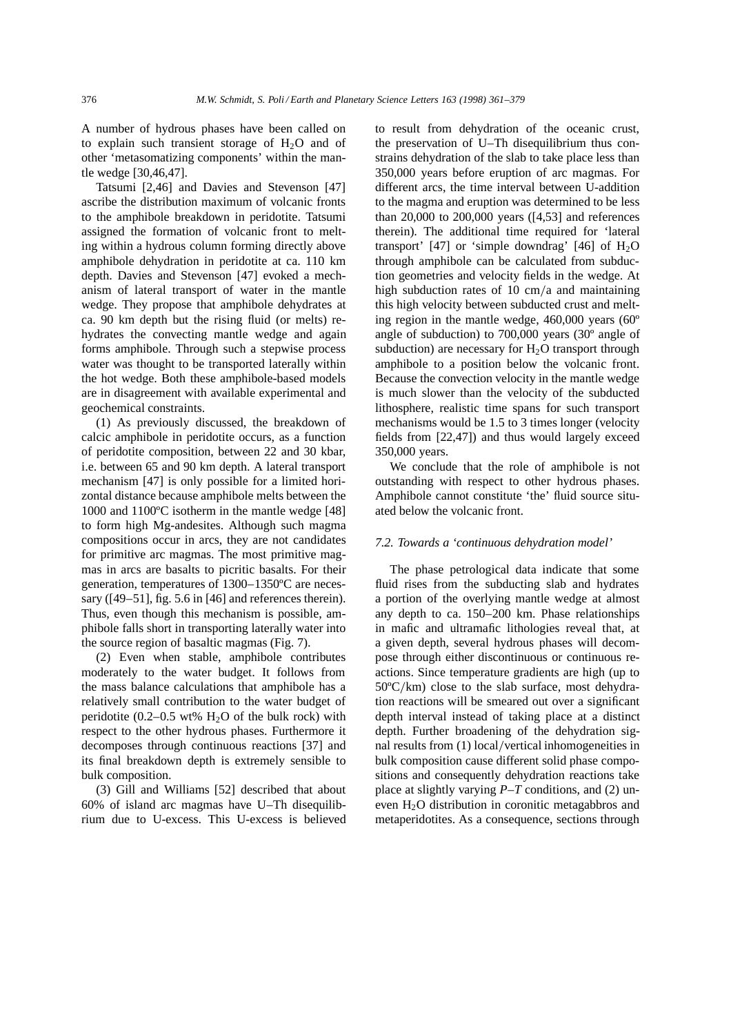A number of hydrous phases have been called on to explain such transient storage of $H_2O$ and of other 'metasomatizing components' within the mantle wedge [30,46,47].

Tatsumi [2,46] and Davies and Stevenson [47] ascribe the distribution maximum of volcanic fronts to the amphibole breakdown in peridotite. Tatsumi assigned the formation of volcanic front to melting within a hydrous column forming directly above amphibole dehydration in peridotite at ca. 110 km depth. Davies and Stevenson [47] evoked a mechanism of lateral transport of water in the mantle wedge. They propose that amphibole dehydrates at ca. 90 km depth but the rising fluid (or melts) rehydrates the convecting mantle wedge and again forms amphibole. Through such a stepwise process water was thought to be transported laterally within the hot wedge. Both these amphibole-based models are in disagreement with available experimental and geochemical constraints.

(1) As previously discussed, the breakdown of calcic amphibole in peridotite occurs, as a function of peridotite composition, between 22 and 30 kbar, i.e. between 65 and 90 km depth. A lateral transport mechanism [47] is only possible for a limited horizontal distance because amphibole melts between the 1000 and 1100ºC isotherm in the mantle wedge [48] to form high Mg-andesites. Although such magma compositions occur in arcs, they are not candidates for primitive arc magmas. The most primitive magmas in arcs are basalts to picritic basalts. For their generation, temperatures of 1300–1350ºC are necessary ([49–51], fig. 5.6 in [46] and references therein). Thus, even though this mechanism is possible, amphibole falls short in transporting laterally water into the source region of basaltic magmas (Fig. 7).

(2) Even when stable, amphibole contributes moderately to the water budget. It follows from the mass balance calculations that amphibole has a relatively small contribution to the water budget of peridotite (0.2–0.5 wt% $H_2O$ of the bulk rock) with respect to the other hydrous phases. Furthermore it decomposes through continuous reactions [37] and its final breakdown depth is extremely sensible to bulk composition.

(3) Gill and Williams [52] described that about 60% of island arc magmas have U–Th disequilibrium due to U-excess. This U-excess is believed to result from dehydration of the oceanic crust, the preservation of U–Th disequilibrium thus constrains dehydration of the slab to take place less than 350,000 years before eruption of arc magmas. For different arcs, the time interval between U-addition to the magma and eruption was determined to be less than 20,000 to 200,000 years ([4,53] and references therein). The additional time required for 'lateral transport' [47] or 'simple downdrag' [46] of $H_2O$ through amphibole can be calculated from subduction geometries and velocity fields in the wedge. At high subduction rates of 10 cm/a and maintaining this high velocity between subducted crust and melting region in the mantle wedge, 460,000 years (60º angle of subduction) to 700,000 years (30º angle of subduction) are necessary for $H_2O$ transport through amphibole to a position below the volcanic front. Because the convection velocity in the mantle wedge is much slower than the velocity of the subducted lithosphere, realistic time spans for such transport mechanisms would be 1.5 to 3 times longer (velocity fields from [22,47]) and thus would largely exceed 350,000 years.

We conclude that the role of amphibole is not outstanding with respect to other hydrous phases. Amphibole cannot constitute 'the' fluid source situated below the volcanic front.

### *7.2. Towards a 'continuous dehydration model'*

The phase petrological data indicate that some fluid rises from the subducting slab and hydrates a portion of the overlying mantle wedge at almost any depth to ca. 150–200 km. Phase relationships in mafic and ultramafic lithologies reveal that, at a given depth, several hydrous phases will decompose through either discontinuous or continuous reactions. Since temperature gradients are high (up to 50ºC/km) close to the slab surface, most dehydration reactions will be smeared out over a significant depth interval instead of taking place at a distinct depth. Further broadening of the dehydration signal results from (1) local/vertical inhomogeneities in bulk composition cause different solid phase compositions and consequently dehydration reactions take place at slightly varying *P–T* conditions, and (2) uneven $H_2O$ distribution in coronitic metagabbros and metaperidotites. As a consequence, sections through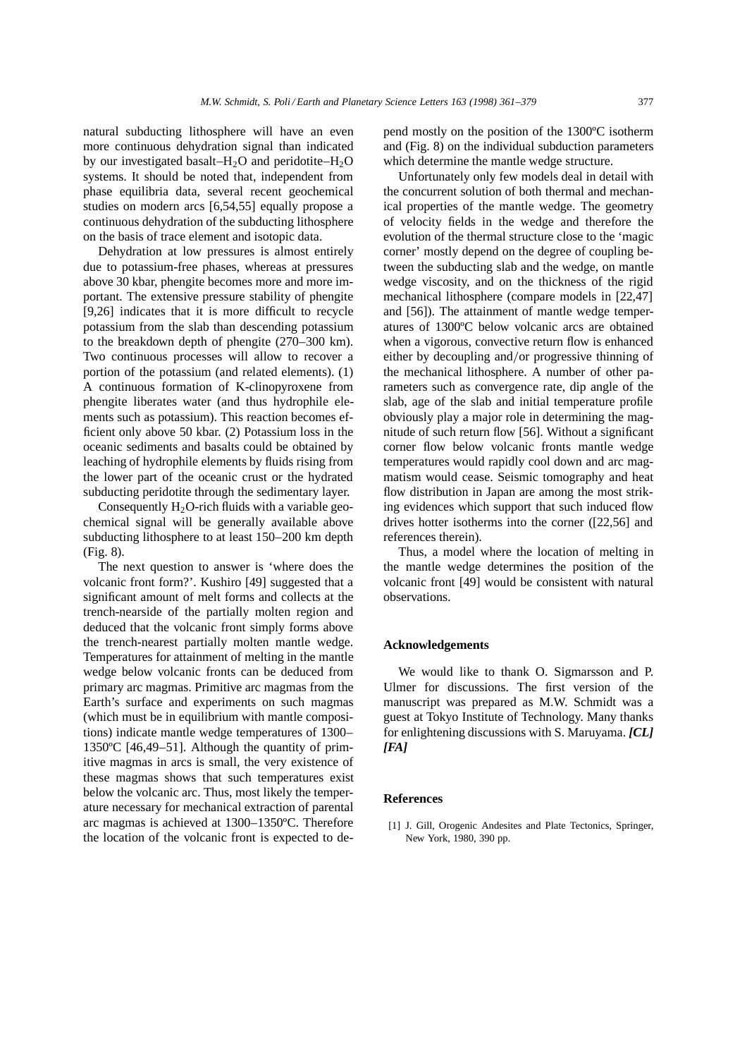natural subducting lithosphere will have an even more continuous dehydration signal than indicated by our investigated basalt–$H_2O$ and peridotite–$H_2O$ systems. It should be noted that, independent from phase equilibria data, several recent geochemical studies on modern arcs [6,54,55] equally propose a continuous dehydration of the subducting lithosphere on the basis of trace element and isotopic data.

Dehydration at low pressures is almost entirely due to potassium-free phases, whereas at pressures above 30 kbar, phengite becomes more and more important. The extensive pressure stability of phengite [9,26] indicates that it is more difficult to recycle potassium from the slab than descending potassium to the breakdown depth of phengite (270–300 km). Two continuous processes will allow to recover a portion of the potassium (and related elements). (1) A continuous formation of K-clinopyroxene from phengite liberates water (and thus hydrophile elements such as potassium). This reaction becomes efficient only above 50 kbar. (2) Potassium loss in the oceanic sediments and basalts could be obtained by leaching of hydrophile elements by fluids rising from the lower part of the oceanic crust or the hydrated subducting peridotite through the sedimentary layer.

Consequently $H_2O$-rich fluids with a variable geochemical signal will be generally available above subducting lithosphere to at least 150–200 km depth (Fig. 8).

The next question to answer is 'where does the volcanic front form?'. Kushiro [49] suggested that a significant amount of melt forms and collects at the trench-nearside of the partially molten region and deduced that the volcanic front simply forms above the trench-nearest partially molten mantle wedge. Temperatures for attainment of melting in the mantle wedge below volcanic fronts can be deduced from primary arc magmas. Primitive arc magmas from the Earth's surface and experiments on such magmas (which must be in equilibrium with mantle compositions) indicate mantle wedge temperatures of 1300–1350ºC [46,49–51]. Although the quantity of primitive magmas in arcs is small, the very existence of these magmas shows that such temperatures exist below the volcanic arc. Thus, most likely the temperature necessary for mechanical extraction of parental arc magmas is achieved at 1300–1350ºC. Therefore the location of the volcanic front is expected to depend mostly on the position of the 1300ºC isotherm and (Fig. 8) on the individual subduction parameters which determine the mantle wedge structure.

Unfortunately only few models deal in detail with the concurrent solution of both thermal and mechanical properties of the mantle wedge. The geometry of velocity fields in the wedge and therefore the evolution of the thermal structure close to the 'magic corner' mostly depend on the degree of coupling between the subducting slab and the wedge, on mantle wedge viscosity, and on the thickness of the rigid mechanical lithosphere (compare models in [22,47] and [56]). The attainment of mantle wedge temperatures of 1300ºC below volcanic arcs are obtained when a vigorous, convective return flow is enhanced either by decoupling and/or progressive thinning of the mechanical lithosphere. A number of other parameters such as convergence rate, dip angle of the slab, age of the slab and initial temperature profile obviously play a major role in determining the magnitude of such return flow [56]. Without a significant corner flow below volcanic fronts mantle wedge temperatures would rapidly cool down and arc magmatism would cease. Seismic tomography and heat flow distribution in Japan are among the most striking evidences which support that such induced flow drives hotter isotherms into the corner ([22,56] and references therein).

Thus, a model where the location of melting in the mantle wedge determines the position of the volcanic front [49] would be consistent with natural observations.

## Acknowledgements

We would like to thank O. Sigmarsson and P. Ulmer for discussions. The first version of the manuscript was prepared as M.W. Schmidt was a guest at Tokyo Institute of Technology. Many thanks for enlightening discussions with S. Maruyama. ***[CL]*** ***[FA]***

## References

[1] J. Gill, Orogenic Andesites and Plate Tectonics, Springer, New York, 1980, 390 pp.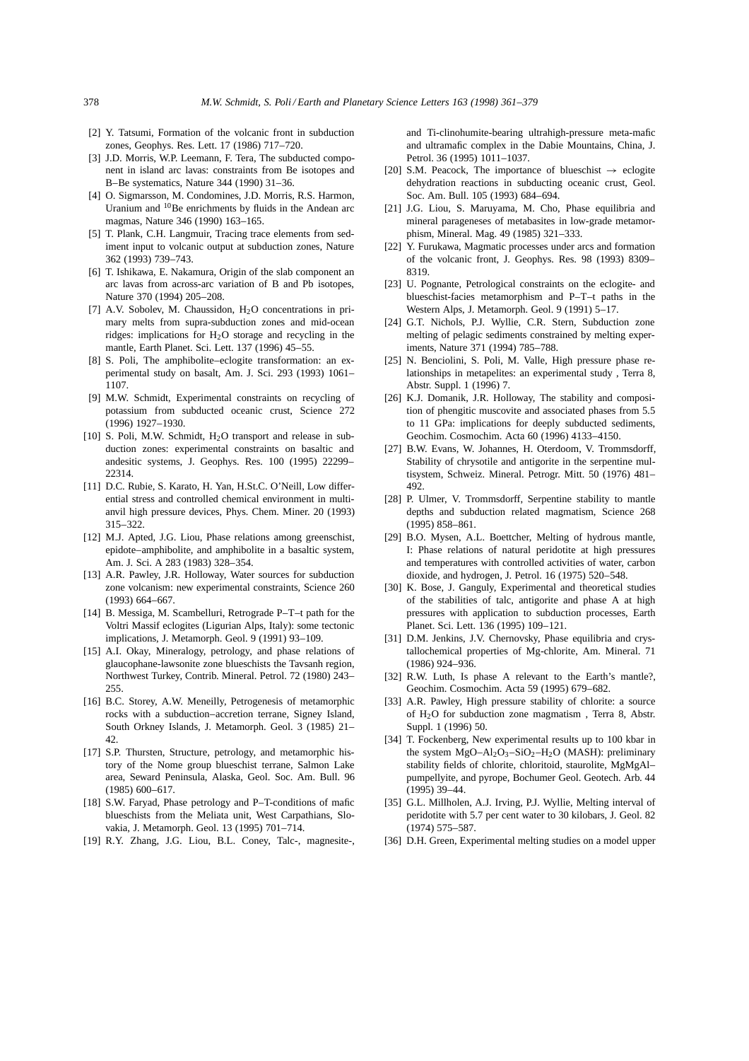[2] Y. Tatsumi, Formation of the volcanic front in subduction zones, Geophys. Res. Lett. 17 (1986) 717–720.

[3] J.D. Morris, W.P. Leemann, F. Tera, The subducted component in island arc lavas: constraints from Be isotopes and B–Be systematics, Nature 344 (1990) 31–36.

[4] O. Sigmarsson, M. Condomines, J.D. Morris, R.S. Harmon, Uranium and $^{10}$Be enrichments by fluids in the Andean arc magmas, Nature 346 (1990) 163–165.

[5] T. Plank, C.H. Langmuir, Tracing trace elements from sediment input to volcanic output at subduction zones, Nature 362 (1993) 739–743.

[6] T. Ishikawa, E. Nakamura, Origin of the slab component an arc lavas from across-arc variation of B and Pb isotopes, Nature 370 (1994) 205–208.

[7] A.V. Sobolev, M. Chaussidon, $H_2O$ concentrations in primary melts from supra-subduction zones and mid-ocean ridges: implications for $H_2O$ storage and recycling in the mantle, Earth Planet. Sci. Lett. 137 (1996) 45–55.

[8] S. Poli, The amphibolite–eclogite transformation: an experimental study on basalt, Am. J. Sci. 293 (1993) 1061–1107.

[9] M.W. Schmidt, Experimental constraints on recycling of potassium from subducted oceanic crust, Science 272 (1996) 1927–1930.

[10] S. Poli, M.W. Schmidt, $H_2O$ transport and release in subduction zones: experimental constraints on basaltic and andesitic systems, J. Geophys. Res. 100 (1995) 22299–22314.

[11] D.C. Rubie, S. Karato, H. Yan, H.St.C. O'Neill, Low differential stress and controlled chemical environment in multi-anvil high pressure devices, Phys. Chem. Miner. 20 (1993) 315–322.

[12] M.J. Apted, J.G. Liou, Phase relations among greenschist, epidote–amphibolite, and amphibolite in a basaltic system, Am. J. Sci. A 283 (1983) 328–354.

[13] A.R. Pawley, J.R. Holloway, Water sources for subduction zone volcanism: new experimental constraints, Science 260 (1993) 664–667.

[14] B. Messiga, M. Scambelluri, Retrograde P–T–t path for the Voltri Massif eclogites (Ligurian Alps, Italy): some tectonic implications, J. Metamorph. Geol. 9 (1991) 93–109.

[15] A.I. Okay, Mineralogy, petrology, and phase relations of glaucophane-lawsonite zone blueschists the Tavsanh region, Northwest Turkey, Contrib. Mineral. Petrol. 72 (1980) 243–255.

[16] B.C. Storey, A.W. Meneilly, Petrogenesis of metamorphic rocks with a subduction–accretion terrane, Signey Island, South Orkney Islands, J. Metamorph. Geol. 3 (1985) 21–42.

[17] S.P. Thursten, Structure, petrology, and metamorphic history of the Nome group blueschist terrane, Salmon Lake area, Seward Peninsula, Alaska, Geol. Soc. Am. Bull. 96 (1985) 600–617.

[18] S.W. Faryad, Phase petrology and P–T-conditions of mafic blueschists from the Meliata unit, West Carpathians, Slovakia, J. Metamorph. Geol. 13 (1995) 701–714.

[19] R.Y. Zhang, J.G. Liou, B.L. Coney, Talc-, magnesite-, and Ti-clinohumite-bearing ultrahigh-pressure meta-mafic and ultramafic complex in the Dabie Mountains, China, J. Petrol. 36 (1995) 1011–1037.

[20] S.M. Peacock, The importance of blueschist → eclogite dehydration reactions in subducting oceanic crust, Geol. Soc. Am. Bull. 105 (1993) 684–694.

[21] J.G. Liou, S. Maruyama, M. Cho, Phase equilibria and mineral parageneses of metabasites in low-grade metamorphism, Mineral. Mag. 49 (1985) 321–333.

[22] Y. Furukawa, Magmatic processes under arcs and formation of the volcanic front, J. Geophys. Res. 98 (1993) 8309–8319.

[23] U. Pognante, Petrological constraints on the eclogite- and blueschist-facies metamorphism and P–T–t paths in the Western Alps, J. Metamorph. Geol. 9 (1991) 5–17.

[24] G.T. Nichols, P.J. Wyllie, C.R. Stern, Subduction zone melting of pelagic sediments constrained by melting experiments, Nature 371 (1994) 785–788.

[25] N. Benciolini, S. Poli, M. Valle, High pressure phase relationships in metapelites: an experimental study , Terra 8, Abstr. Suppl. 1 (1996) 7.

[26] K.J. Domanik, J.R. Holloway, The stability and composition of phengitic muscovite and associated phases from 5.5 to 11 GPa: implications for deeply subducted sediments, Geochim. Cosmochim. Acta 60 (1996) 4133–4150.

[27] B.W. Evans, W. Johannes, H. Oterdoom, V. Trommsdorff, Stability of chrysotile and antigorite in the serpentine multisystem, Schweiz. Mineral. Petrogr. Mitt. 50 (1976) 481–492.

[28] P. Ulmer, V. Trommsdorff, Serpentine stability to mantle depths and subduction related magmatism, Science 268 (1995) 858–861.

[29] B.O. Mysen, A.L. Boettcher, Melting of hydrous mantle, I: Phase relations of natural peridotite at high pressures and temperatures with controlled activities of water, carbon dioxide, and hydrogen, J. Petrol. 16 (1975) 520–548.

[30] K. Bose, J. Ganguly, Experimental and theoretical studies of the stabilities of talc, antigorite and phase A at high pressures with application to subduction processes, Earth Planet. Sci. Lett. 136 (1995) 109–121.

[31] D.M. Jenkins, J.V. Chernovsky, Phase equilibria and crystallochemical properties of Mg-chlorite, Am. Mineral. 71 (1986) 924–936.

[32] R.W. Luth, Is phase A relevant to the Earth's mantle?, Geochim. Cosmochim. Acta 59 (1995) 679–682.

[33] A.R. Pawley, High pressure stability of chlorite: a source of $H_2O$ for subduction zone magmatism , Terra 8, Abstr. Suppl. 1 (1996) 50.

[34] T. Fockenberg, New experimental results up to 100 kbar in the system $MgO–Al_2O_3–SiO_2–H_2O$ (MASH): preliminary stability fields of chlorite, chloritoid, staurolite, MgMgAl–pumpellyite, and pyrope, Bochumer Geol. Geotech. Arb. 44 (1995) 39–44.

[35] G.L. Millholen, A.J. Irving, P.J. Wyllie, Melting interval of peridotite with 5.7 per cent water to 30 kilobars, J. Geol. 82 (1974) 575–587.

[36] D.H. Green, Experimental melting studies on a model upper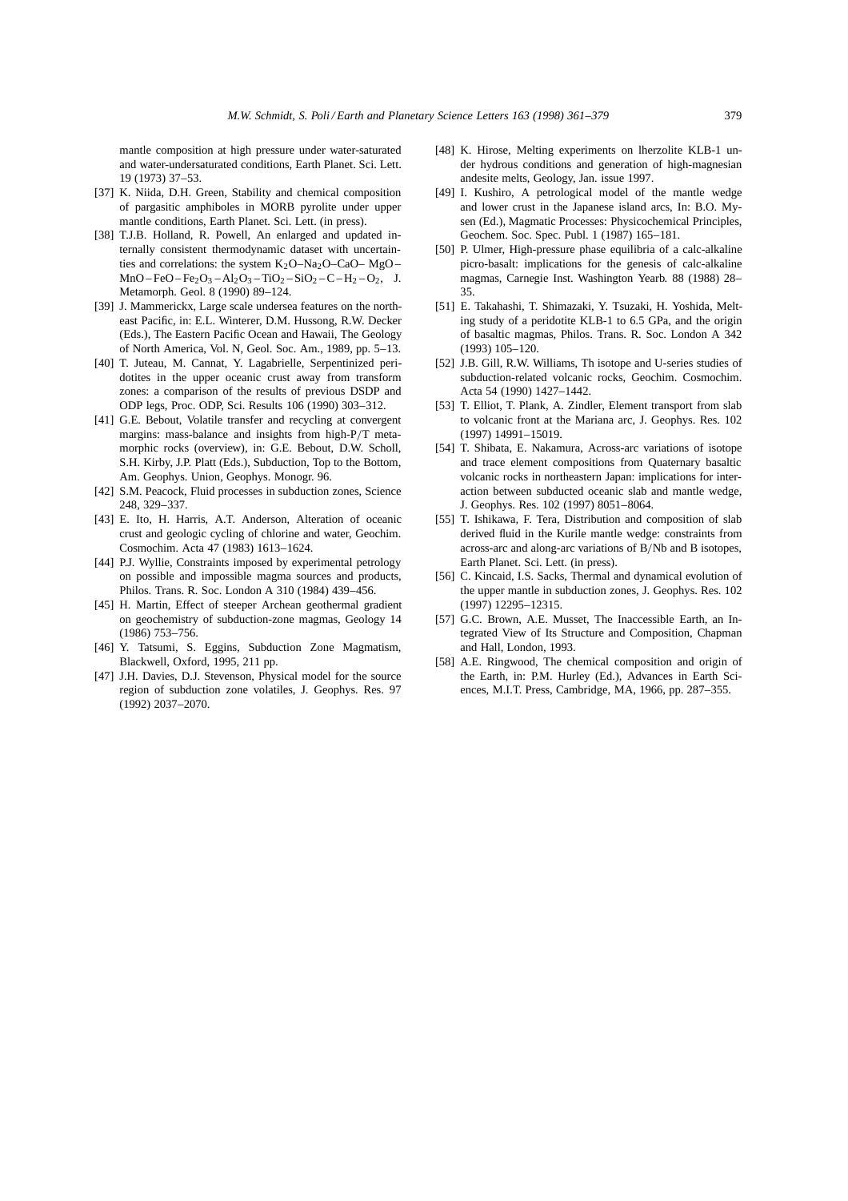mantle composition at high pressure under water-saturated and water-undersaturated conditions, Earth Planet. Sci. Lett. 19 (1973) 37–53.

[37] K. Niida, D.H. Green, Stability and chemical composition of pargasitic amphiboles in MORB pyrolite under upper mantle conditions, Earth Planet. Sci. Lett. (in press).

[38] T.J.B. Holland, R. Powell, An enlarged and updated internally consistent thermodynamic dataset with uncertainties and correlations: the system $K_2O$–$Na_2O$–CaO– MgO–MnO–FeO–$Fe_2O_3$–$Al_2O_3$–$TiO_2$–$SiO_2$–C–$H_2$–$O_2$, J. Metamorph. Geol. 8 (1990) 89–124.

[39] J. Mammerickx, Large scale undersea features on the northeast Pacific, in: E.L. Winterer, D.M. Hussong, R.W. Decker (Eds.), The Eastern Pacific Ocean and Hawaii, The Geology of North America, Vol. N, Geol. Soc. Am., 1989, pp. 5–13.

[40] T. Juteau, M. Cannat, Y. Lagabrielle, Serpentinized peridotites in the upper oceanic crust away from transform zones: a comparison of the results of previous DSDP and ODP legs, Proc. ODP, Sci. Results 106 (1990) 303–312.

[41] G.E. Bebout, Volatile transfer and recycling at convergent margins: mass-balance and insights from high-P/T metamorphic rocks (overview), in: G.E. Bebout, D.W. Scholl, S.H. Kirby, J.P. Platt (Eds.), Subduction, Top to the Bottom, Am. Geophys. Union, Geophys. Monogr. 96.

[42] S.M. Peacock, Fluid processes in subduction zones, Science 248, 329–337.

[43] E. Ito, H. Harris, A.T. Anderson, Alteration of oceanic crust and geologic cycling of chlorine and water, Geochim. Cosmochim. Acta 47 (1983) 1613–1624.

[44] P.J. Wyllie, Constraints imposed by experimental petrology on possible and impossible magma sources and products, Philos. Trans. R. Soc. London A 310 (1984) 439–456.

[45] H. Martin, Effect of steeper Archean geothermal gradient on geochemistry of subduction-zone magmas, Geology 14 (1986) 753–756.

[46] Y. Tatsumi, S. Eggins, Subduction Zone Magmatism, Blackwell, Oxford, 1995, 211 pp.

[47] J.H. Davies, D.J. Stevenson, Physical model for the source region of subduction zone volatiles, J. Geophys. Res. 97 (1992) 2037–2070.

[48] K. Hirose, Melting experiments on lherzolite KLB-1 under hydrous conditions and generation of high-magnesian andesite melts, Geology, Jan. issue 1997.

[49] I. Kushiro, A petrological model of the mantle wedge and lower crust in the Japanese island arcs, In: B.O. Mysen (Ed.), Magmatic Processes: Physicochemical Principles, Geochem. Soc. Spec. Publ. 1 (1987) 165–181.

[50] P. Ulmer, High-pressure phase equilibria of a calc-alkaline picro-basalt: implications for the genesis of calc-alkaline magmas, Carnegie Inst. Washington Yearb. 88 (1988) 28–35.

[51] E. Takahashi, T. Shimazaki, Y. Tsuzaki, H. Yoshida, Melting study of a peridotite KLB-1 to 6.5 GPa, and the origin of basaltic magmas, Philos. Trans. R. Soc. London A 342 (1993) 105–120.

[52] J.B. Gill, R.W. Williams, Th isotope and U-series studies of subduction-related volcanic rocks, Geochim. Cosmochim. Acta 54 (1990) 1427–1442.

[53] T. Elliot, T. Plank, A. Zindler, Element transport from slab to volcanic front at the Mariana arc, J. Geophys. Res. 102 (1997) 14991–15019.

[54] T. Shibata, E. Nakamura, Across-arc variations of isotope and trace element compositions from Quaternary basaltic volcanic rocks in northeastern Japan: implications for interaction between subducted oceanic slab and mantle wedge, J. Geophys. Res. 102 (1997) 8051–8064.

[55] T. Ishikawa, F. Tera, Distribution and composition of slab derived fluid in the Kurile mantle wedge: constraints from across-arc and along-arc variations of B/Nb and B isotopes, Earth Planet. Sci. Lett. (in press).

[56] C. Kincaid, I.S. Sacks, Thermal and dynamical evolution of the upper mantle in subduction zones, J. Geophys. Res. 102 (1997) 12295–12315.

[57] G.C. Brown, A.E. Musset, The Inaccessible Earth, an Integrated View of Its Structure and Composition, Chapman and Hall, London, 1993.

[58] A.E. Ringwood, The chemical composition and origin of the Earth, in: P.M. Hurley (Ed.), Advances in Earth Sciences, M.I.T. Press, Cambridge, MA, 1966, pp. 287–355.